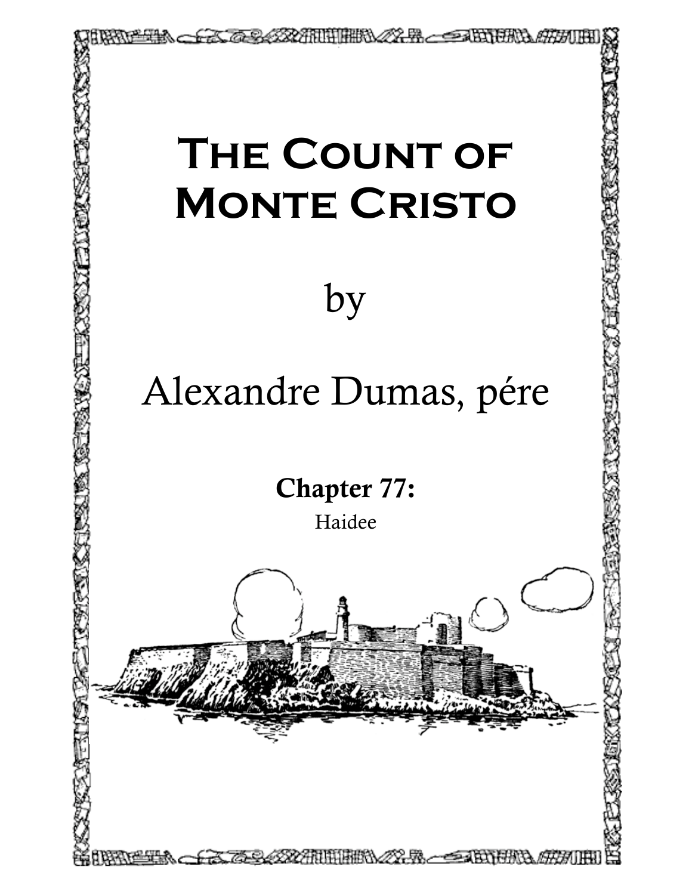# The Count of Monte Cristo

by

Alexandre Dumas, pére

**Chapter 77:**

Haidee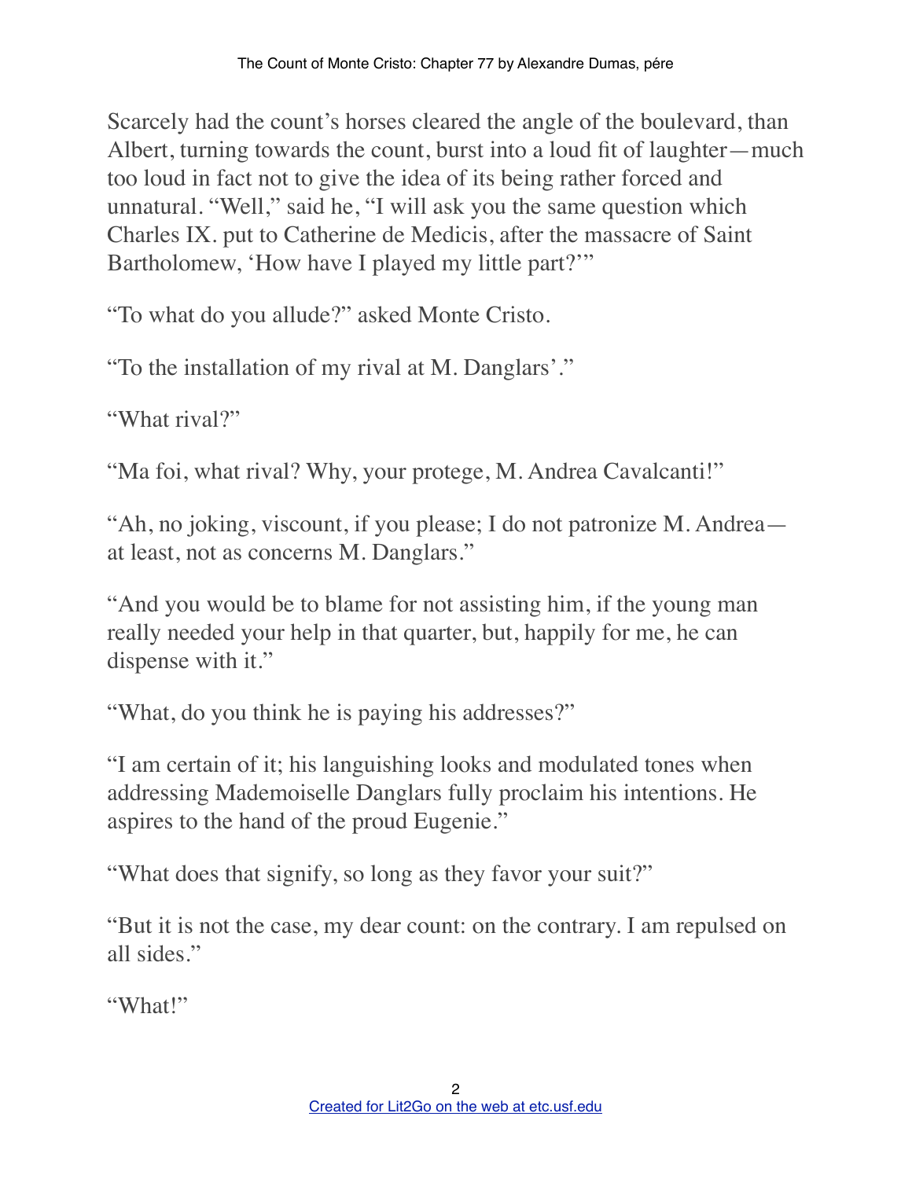Scarcely had the count's horses cleared the angle of the boulevard, than Albert, turning towards the count, burst into a loud fit of laughter—much too loud in fact not to give the idea of its being rather forced and unnatural. "Well," said he, "I will ask you the same question which Charles IX. put to Catherine de Medicis, after the massacre of Saint Bartholomew, 'How have I played my little part?'"

"To what do you allude?" asked Monte Cristo.

"To the installation of my rival at M. Danglars'."

"What rival?"

"Ma foi, what rival? Why, your protege, M. Andrea Cavalcanti!"

"Ah, no joking, viscount, if you please; I do not patronize M. Andrea—at least, not as concerns M. Danglars."

"And you would be to blame for not assisting him, if the young man really needed your help in that quarter, but, happily for me, he can dispense with it."

"What, do you think he is paying his addresses?"

"I am certain of it; his languishing looks and modulated tones when addressing Mademoiselle Danglars fully proclaim his intentions. He aspires to the hand of the proud Eugenie."

"What does that signify, so long as they favor your suit?"

"But it is not the case, my dear count: on the contrary. I am repulsed on all sides."

"What!"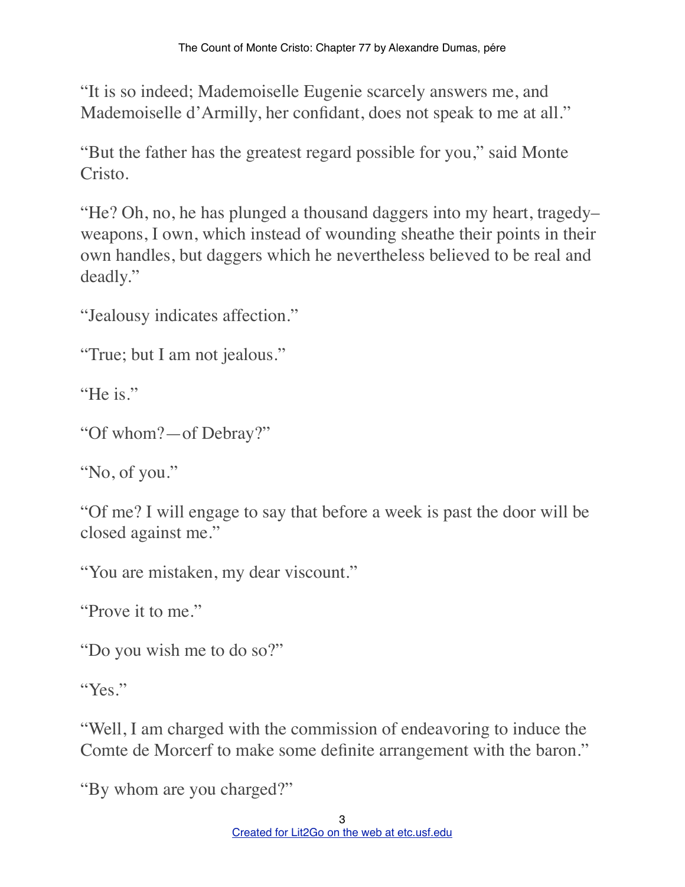"It is so indeed; Mademoiselle Eugenie scarcely answers me, and Mademoiselle d'Armilly, her confidant, does not speak to me at all."

"But the father has the greatest regard possible for you," said Monte Cristo.

"He? Oh, no, he has plunged a thousand daggers into my heart, tragedy–weapons, I own, which instead of wounding sheathe their points in their own handles, but daggers which he nevertheless believed to be real and deadly."

"Jealousy indicates affection."

"True; but I am not jealous."

"He is."

"Of whom?—of Debray?"

"No, of you."

"Of me? I will engage to say that before a week is past the door will be closed against me."

"You are mistaken, my dear viscount."

"Prove it to me."

"Do you wish me to do so?"

"Yes."

"Well, I am charged with the commission of endeavoring to induce the Comte de Morcerf to make some definite arrangement with the baron."

"By whom are you charged?"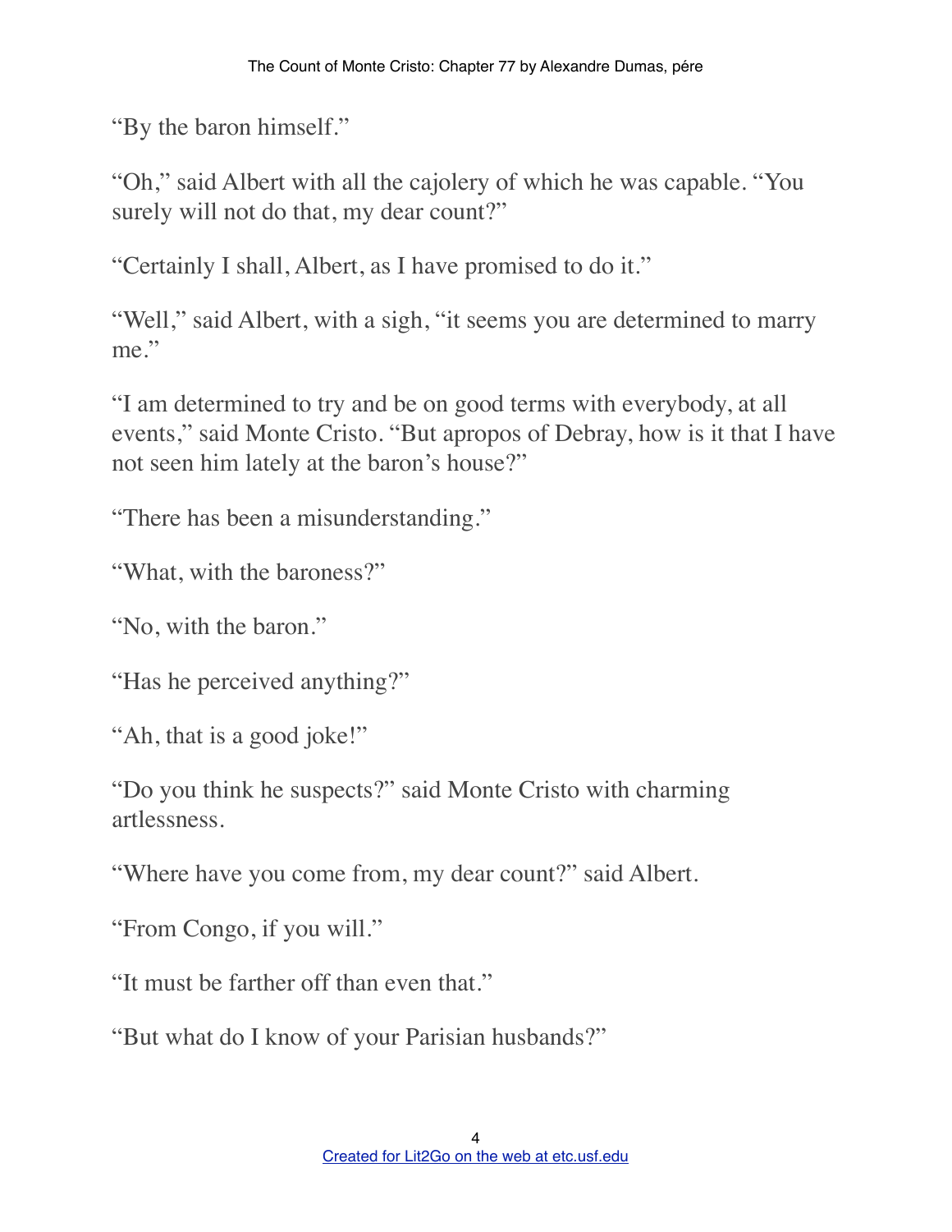"By the baron himself."

"Oh," said Albert with all the cajolery of which he was capable. "You surely will not do that, my dear count?"

"Certainly I shall, Albert, as I have promised to do it."

"Well," said Albert, with a sigh, "it seems you are determined to marry me."

"I am determined to try and be on good terms with everybody, at all events," said Monte Cristo. "But apropos of Debray, how is it that I have not seen him lately at the baron's house?"

"There has been a misunderstanding."

"What, with the baroness?"

"No, with the baron."

"Has he perceived anything?"

"Ah, that is a good joke!"

"Do you think he suspects?" said Monte Cristo with charming artlessness.

"Where have you come from, my dear count?" said Albert.

"From Congo, if you will."

"It must be farther off than even that."

"But what do I know of your Parisian husbands?"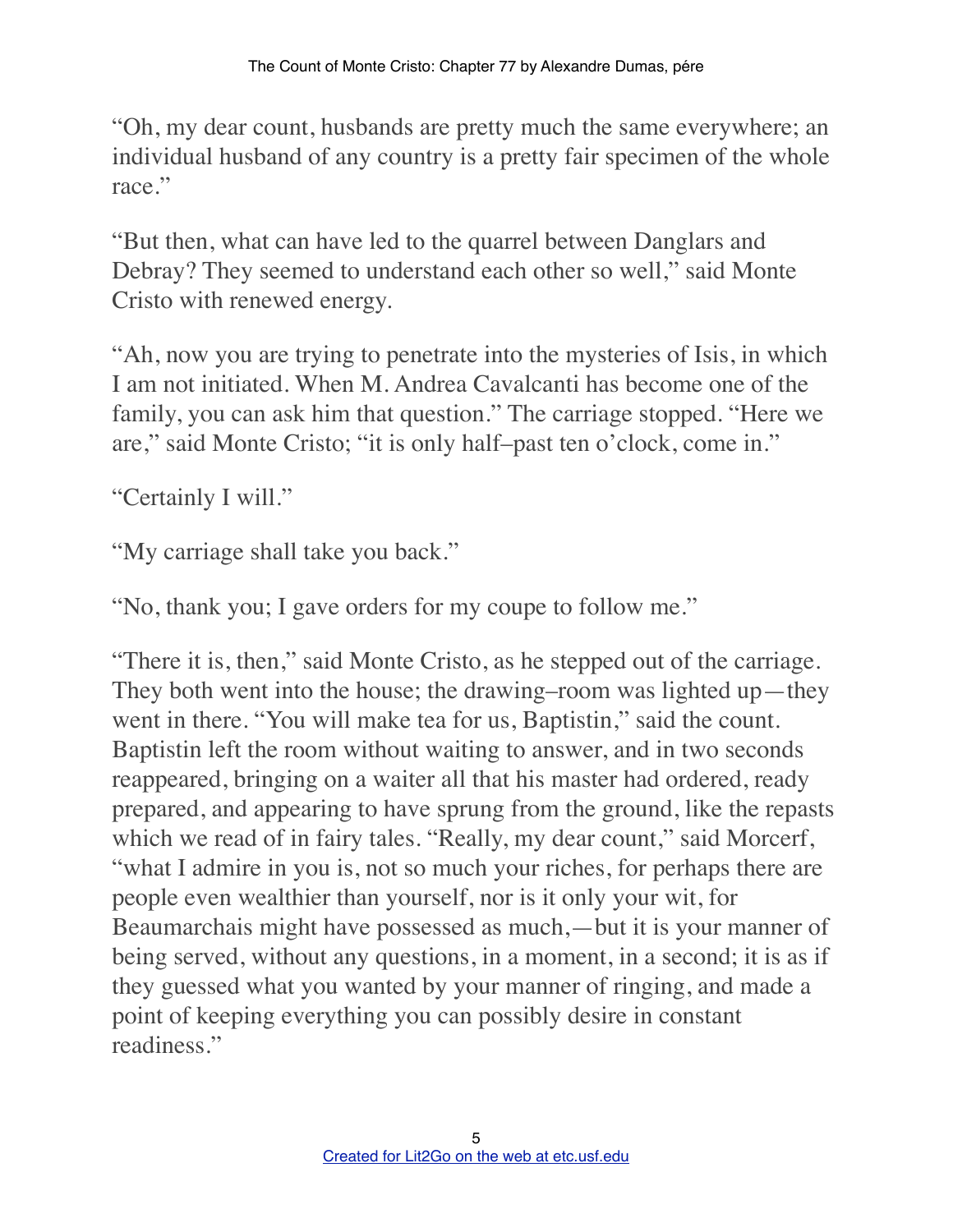"Oh, my dear count, husbands are pretty much the same everywhere; an individual husband of any country is a pretty fair specimen of the whole race."

"But then, what can have led to the quarrel between Danglars and Debray? They seemed to understand each other so well," said Monte Cristo with renewed energy.

"Ah, now you are trying to penetrate into the mysteries of Isis, in which I am not initiated. When M. Andrea Cavalcanti has become one of the family, you can ask him that question." The carriage stopped. "Here we are," said Monte Cristo; "it is only half–past ten o'clock, come in."

"Certainly I will."

"My carriage shall take you back."

"No, thank you; I gave orders for my coupe to follow me."

"There it is, then," said Monte Cristo, as he stepped out of the carriage. They both went into the house; the drawing–room was lighted up—they went in there. "You will make tea for us, Baptistin," said the count. Baptistin left the room without waiting to answer, and in two seconds reappeared, bringing on a waiter all that his master had ordered, ready prepared, and appearing to have sprung from the ground, like the repasts which we read of in fairy tales. "Really, my dear count," said Morcerf, "what I admire in you is, not so much your riches, for perhaps there are people even wealthier than yourself, nor is it only your wit, for Beaumarchais might have possessed as much,—but it is your manner of being served, without any questions, in a moment, in a second; it is as if they guessed what you wanted by your manner of ringing, and made a point of keeping everything you can possibly desire in constant readiness."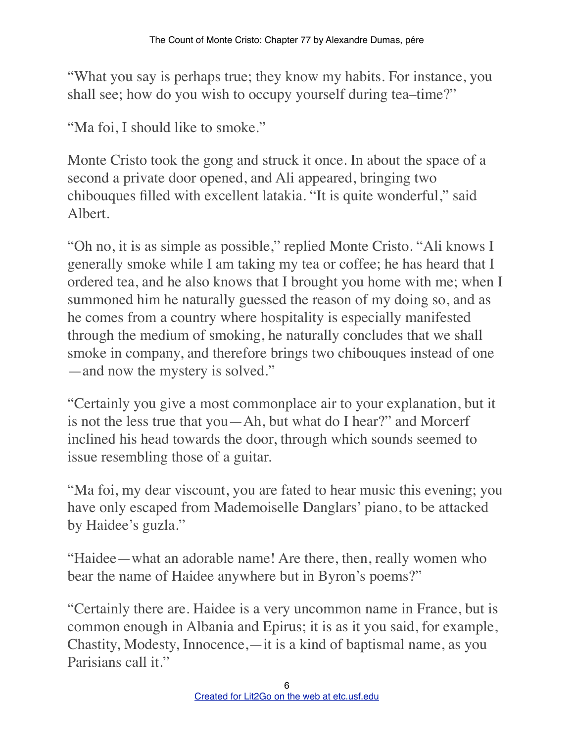"What you say is perhaps true; they know my habits. For instance, you shall see; how do you wish to occupy yourself during tea–time?"

"Ma foi, I should like to smoke."

Monte Cristo took the gong and struck it once. In about the space of a second a private door opened, and Ali appeared, bringing two chibouques filled with excellent latakia. "It is quite wonderful," said Albert.

"Oh no, it is as simple as possible," replied Monte Cristo. "Ali knows I generally smoke while I am taking my tea or coffee; he has heard that I ordered tea, and he also knows that I brought you home with me; when I summoned him he naturally guessed the reason of my doing so, and as he comes from a country where hospitality is especially manifested through the medium of smoking, he naturally concludes that we shall smoke in company, and therefore brings two chibouques instead of one —and now the mystery is solved."

"Certainly you give a most commonplace air to your explanation, but it is not the less true that you—Ah, but what do I hear?" and Morcerf inclined his head towards the door, through which sounds seemed to issue resembling those of a guitar.

"Ma foi, my dear viscount, you are fated to hear music this evening; you have only escaped from Mademoiselle Danglars' piano, to be attacked by Haidee's guzla."

"Haidee—what an adorable name! Are there, then, really women who bear the name of Haidee anywhere but in Byron's poems?"

"Certainly there are. Haidee is a very uncommon name in France, but is common enough in Albania and Epirus; it is as it you said, for example, Chastity, Modesty, Innocence,—it is a kind of baptismal name, as you Parisians call it."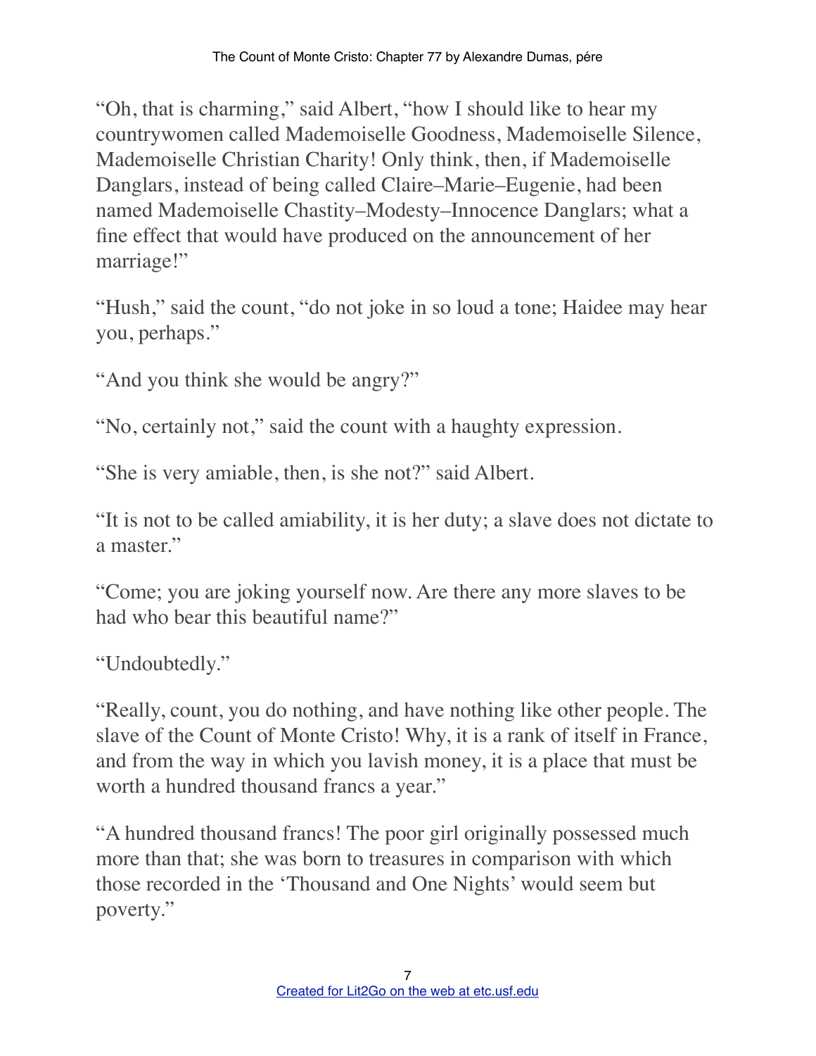"Oh, that is charming," said Albert, "how I should like to hear my countrywomen called Mademoiselle Goodness, Mademoiselle Silence, Mademoiselle Christian Charity! Only think, then, if Mademoiselle Danglars, instead of being called Claire–Marie–Eugenie, had been named Mademoiselle Chastity–Modesty–Innocence Danglars; what a fine effect that would have produced on the announcement of her marriage!"

"Hush," said the count, "do not joke in so loud a tone; Haidee may hear you, perhaps."

"And you think she would be angry?"

"No, certainly not," said the count with a haughty expression.

"She is very amiable, then, is she not?" said Albert.

"It is not to be called amiability, it is her duty; a slave does not dictate to a master."

"Come; you are joking yourself now. Are there any more slaves to be had who bear this beautiful name?"

"Undoubtedly."

"Really, count, you do nothing, and have nothing like other people. The slave of the Count of Monte Cristo! Why, it is a rank of itself in France, and from the way in which you lavish money, it is a place that must be worth a hundred thousand francs a year."

"A hundred thousand francs! The poor girl originally possessed much more than that; she was born to treasures in comparison with which those recorded in the 'Thousand and One Nights' would seem but poverty."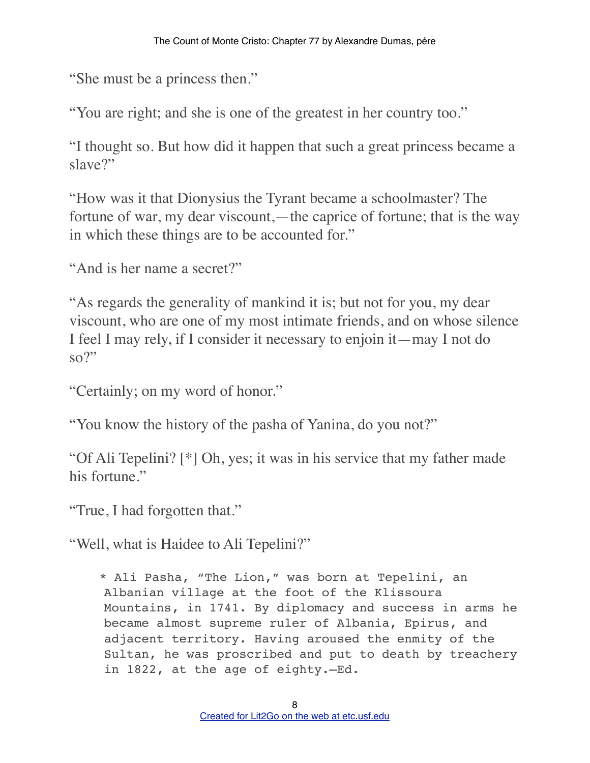"She must be a princess then."

"You are right; and she is one of the greatest in her country too."

"I thought so. But how did it happen that such a great princess became a slave?"

"How was it that Dionysius the Tyrant became a schoolmaster? The fortune of war, my dear viscount,—the caprice of fortune; that is the way in which these things are to be accounted for."

"And is her name a secret?"

"As regards the generality of mankind it is; but not for you, my dear viscount, who are one of my most intimate friends, and on whose silence I feel I may rely, if I consider it necessary to enjoin it—may I not do so?"

"Certainly; on my word of honor."

"You know the history of the pasha of Yanina, do you not?"

"Of Ali Tepelini? [*] Oh, yes; it was in his service that my father made his fortune."

"True, I had forgotten that."

"Well, what is Haidee to Ali Tepelini?"

> * Ali Pasha, "The Lion," was born at Tepelini, an Albanian village at the foot of the Klissoura Mountains, in 1741. By diplomacy and success in arms he became almost supreme ruler of Albania, Epirus, and adjacent territory. Having aroused the enmity of the Sultan, he was proscribed and put to death by treachery in 1822, at the age of eighty.—Ed.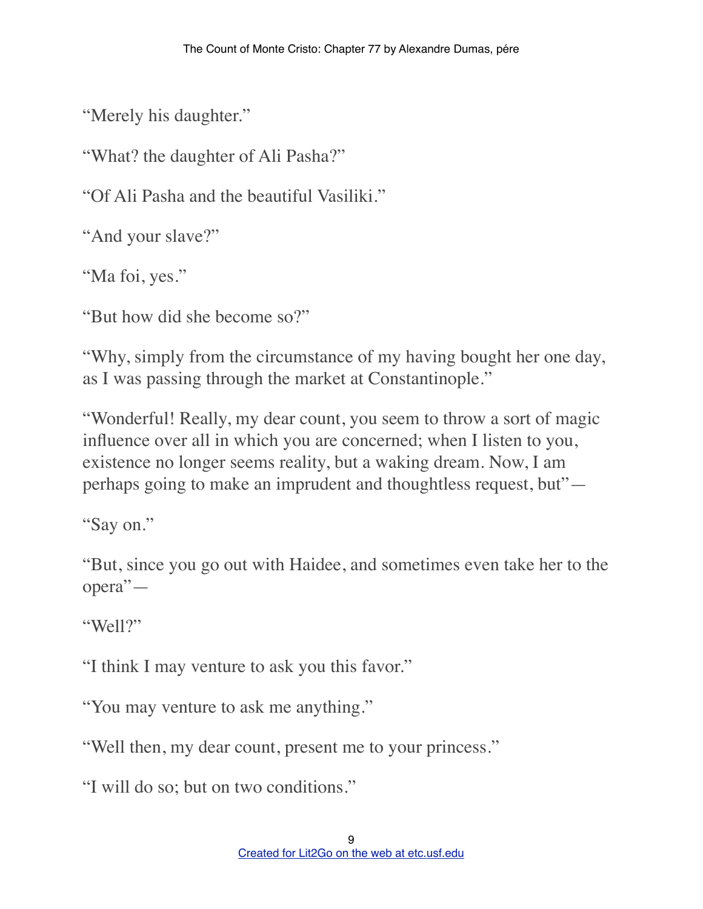"Merely his daughter."

"What? the daughter of Ali Pasha?"

"Of Ali Pasha and the beautiful Vasiliki."

"And your slave?"

"Ma foi, yes."

"But how did she become so?"

"Why, simply from the circumstance of my having bought her one day, as I was passing through the market at Constantinople."

"Wonderful! Really, my dear count, you seem to throw a sort of magic influence over all in which you are concerned; when I listen to you, existence no longer seems reality, but a waking dream. Now, I am perhaps going to make an imprudent and thoughtless request, but"—

"Say on."

"But, since you go out with Haidee, and sometimes even take her to the opera"—

"Well?"

"I think I may venture to ask you this favor."

"You may venture to ask me anything."

"Well then, my dear count, present me to your princess."

"I will do so; but on two conditions."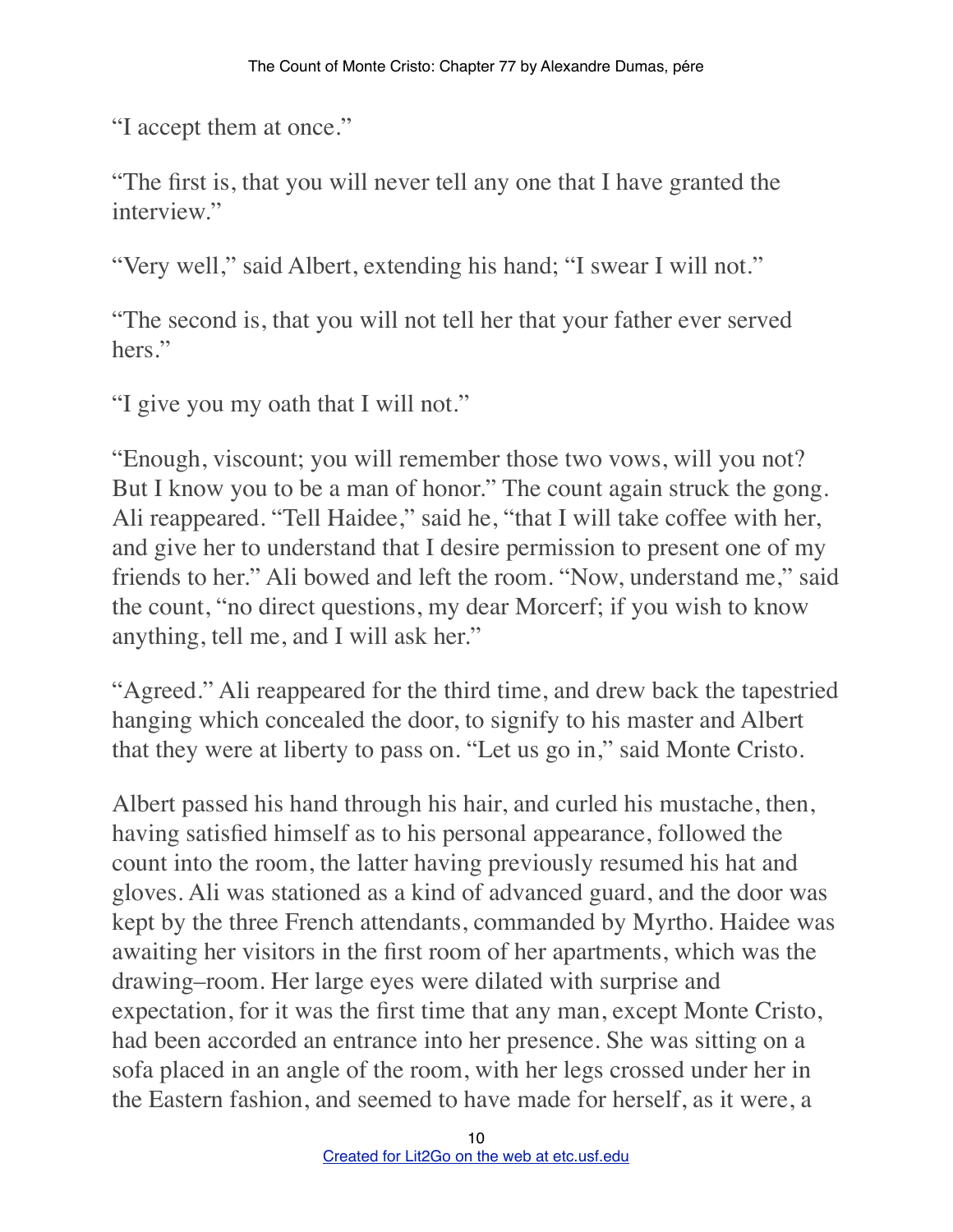"I accept them at once."

"The first is, that you will never tell any one that I have granted the interview."

"Very well," said Albert, extending his hand; "I swear I will not."

"The second is, that you will not tell her that your father ever served hers."

"I give you my oath that I will not."

"Enough, viscount; you will remember those two vows, will you not? But I know you to be a man of honor." The count again struck the gong. Ali reappeared. "Tell Haidee," said he, "that I will take coffee with her, and give her to understand that I desire permission to present one of my friends to her." Ali bowed and left the room. "Now, understand me," said the count, "no direct questions, my dear Morcerf; if you wish to know anything, tell me, and I will ask her."

"Agreed." Ali reappeared for the third time, and drew back the tapestried hanging which concealed the door, to signify to his master and Albert that they were at liberty to pass on. "Let us go in," said Monte Cristo.

Albert passed his hand through his hair, and curled his mustache, then, having satisfied himself as to his personal appearance, followed the count into the room, the latter having previously resumed his hat and gloves. Ali was stationed as a kind of advanced guard, and the door was kept by the three French attendants, commanded by Myrtho. Haidee was awaiting her visitors in the first room of her apartments, which was the drawing–room. Her large eyes were dilated with surprise and expectation, for it was the first time that any man, except Monte Cristo, had been accorded an entrance into her presence. She was sitting on a sofa placed in an angle of the room, with her legs crossed under her in the Eastern fashion, and seemed to have made for herself, as it were, a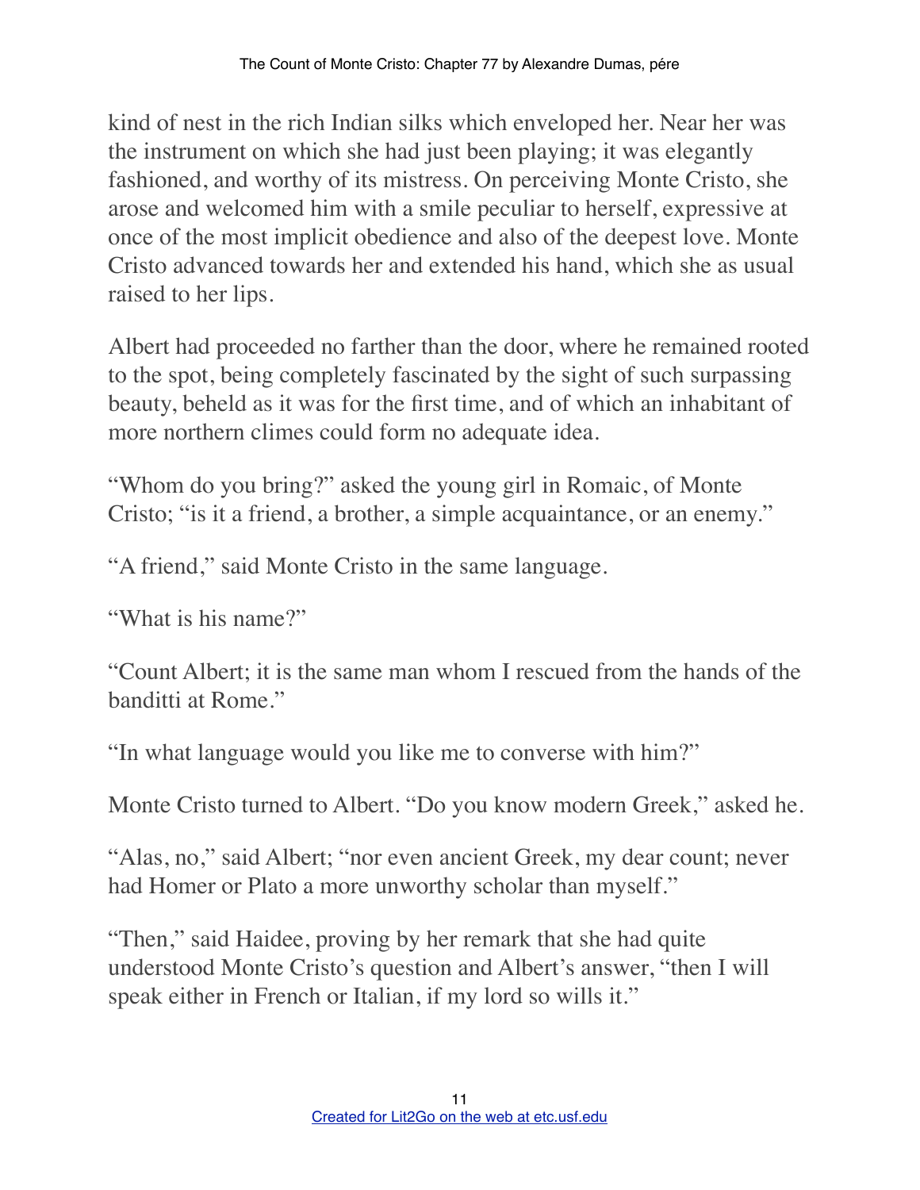kind of nest in the rich Indian silks which enveloped her. Near her was the instrument on which she had just been playing; it was elegantly fashioned, and worthy of its mistress. On perceiving Monte Cristo, she arose and welcomed him with a smile peculiar to herself, expressive at once of the most implicit obedience and also of the deepest love. Monte Cristo advanced towards her and extended his hand, which she as usual raised to her lips.

Albert had proceeded no farther than the door, where he remained rooted to the spot, being completely fascinated by the sight of such surpassing beauty, beheld as it was for the first time, and of which an inhabitant of more northern climes could form no adequate idea.

"Whom do you bring?" asked the young girl in Romaic, of Monte Cristo; "is it a friend, a brother, a simple acquaintance, or an enemy."

"A friend," said Monte Cristo in the same language.

"What is his name?"

"Count Albert; it is the same man whom I rescued from the hands of the banditti at Rome."

"In what language would you like me to converse with him?"

Monte Cristo turned to Albert. "Do you know modern Greek," asked he.

"Alas, no," said Albert; "nor even ancient Greek, my dear count; never had Homer or Plato a more unworthy scholar than myself."

"Then," said Haidee, proving by her remark that she had quite understood Monte Cristo's question and Albert's answer, "then I will speak either in French or Italian, if my lord so wills it."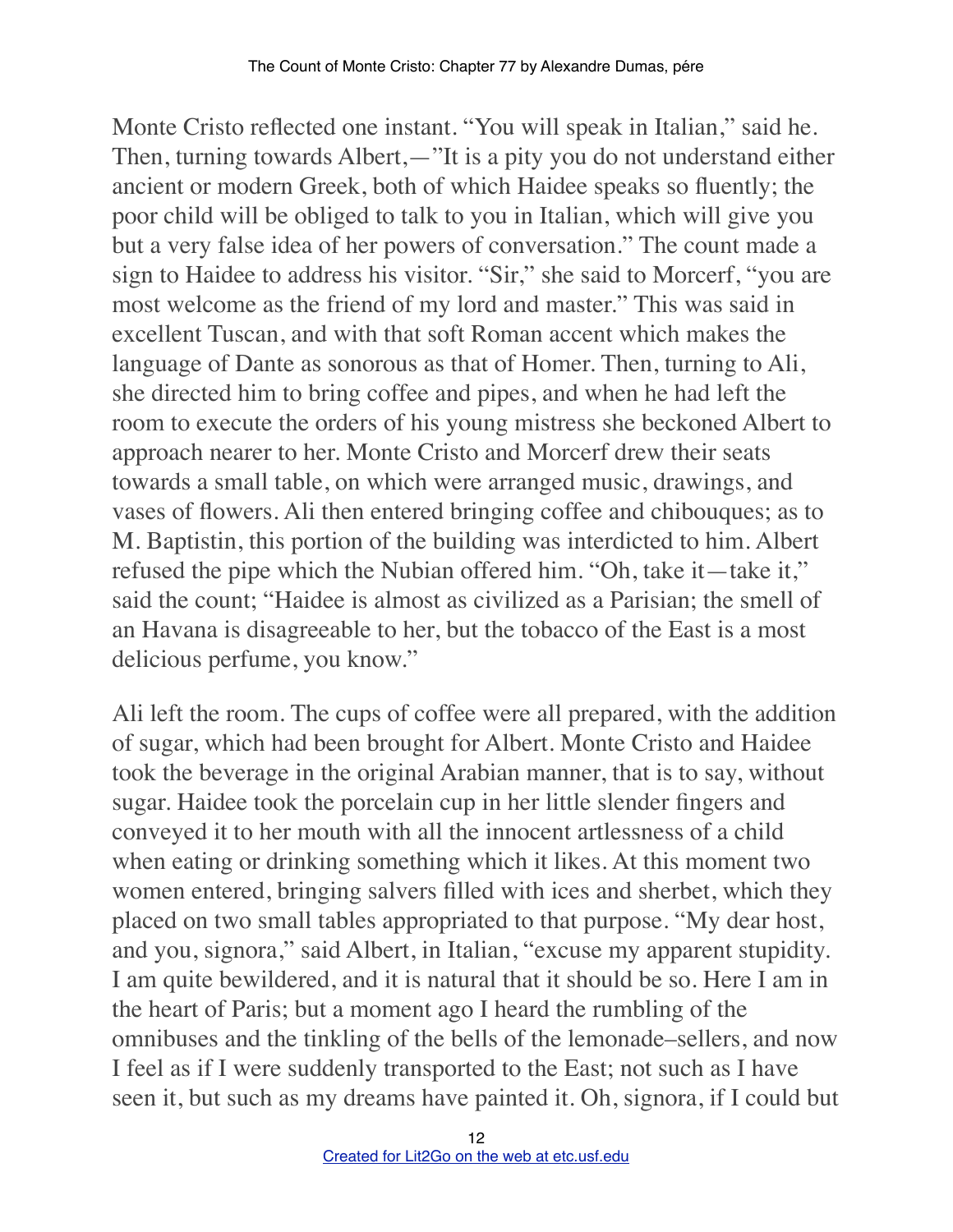Monte Cristo reflected one instant. "You will speak in Italian," said he. Then, turning towards Albert,—"It is a pity you do not understand either ancient or modern Greek, both of which Haidee speaks so fluently; the poor child will be obliged to talk to you in Italian, which will give you but a very false idea of her powers of conversation." The count made a sign to Haidee to address his visitor. "Sir," she said to Morcerf, "you are most welcome as the friend of my lord and master." This was said in excellent Tuscan, and with that soft Roman accent which makes the language of Dante as sonorous as that of Homer. Then, turning to Ali, she directed him to bring coffee and pipes, and when he had left the room to execute the orders of his young mistress she beckoned Albert to approach nearer to her. Monte Cristo and Morcerf drew their seats towards a small table, on which were arranged music, drawings, and vases of flowers. Ali then entered bringing coffee and chibouques; as to M. Baptistin, this portion of the building was interdicted to him. Albert refused the pipe which the Nubian offered him. "Oh, take it—take it," said the count; "Haidee is almost as civilized as a Parisian; the smell of an Havana is disagreeable to her, but the tobacco of the East is a most delicious perfume, you know."

Ali left the room. The cups of coffee were all prepared, with the addition of sugar, which had been brought for Albert. Monte Cristo and Haidee took the beverage in the original Arabian manner, that is to say, without sugar. Haidee took the porcelain cup in her little slender fingers and conveyed it to her mouth with all the innocent artlessness of a child when eating or drinking something which it likes. At this moment two women entered, bringing salvers filled with ices and sherbet, which they placed on two small tables appropriated to that purpose. "My dear host, and you, signora," said Albert, in Italian, "excuse my apparent stupidity. I am quite bewildered, and it is natural that it should be so. Here I am in the heart of Paris; but a moment ago I heard the rumbling of the omnibuses and the tinkling of the bells of the lemonade–sellers, and now I feel as if I were suddenly transported to the East; not such as I have seen it, but such as my dreams have painted it. Oh, signora, if I could but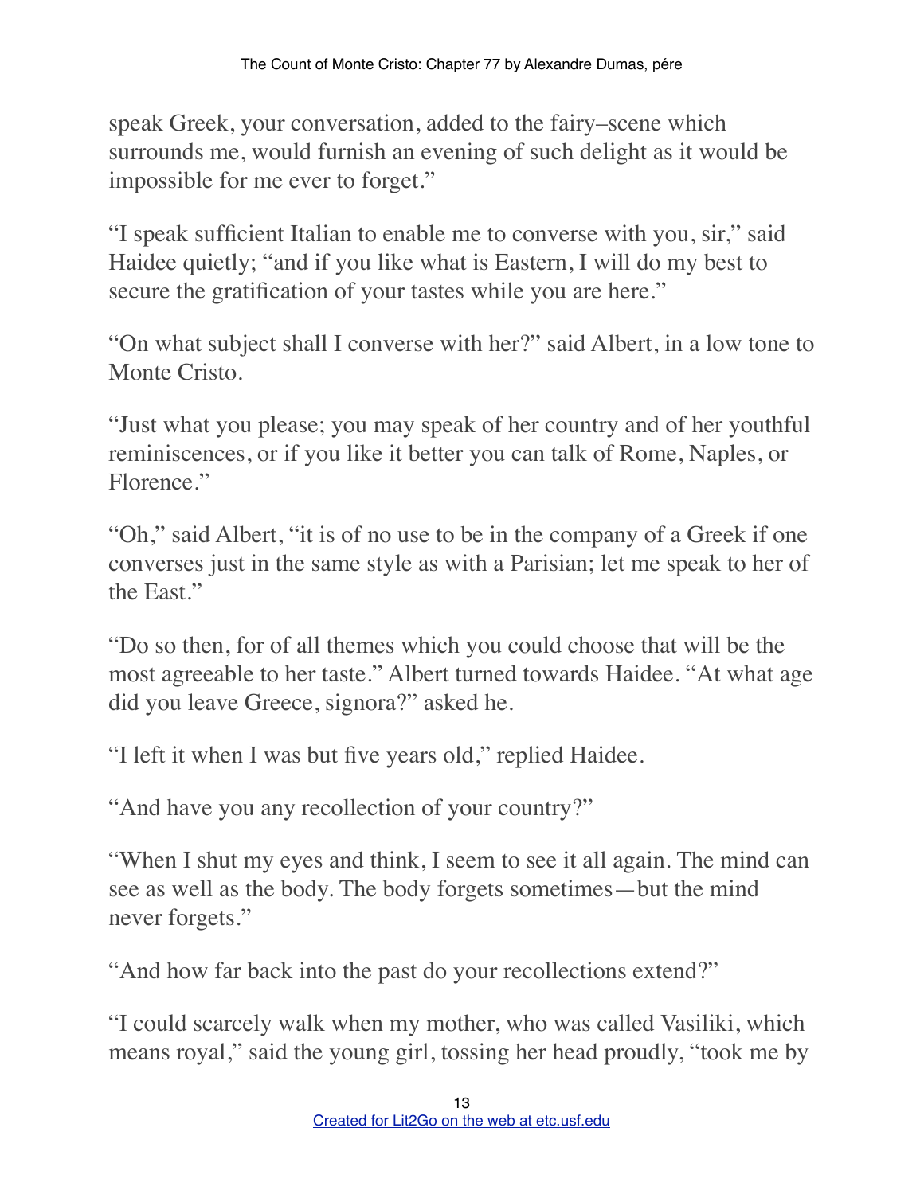speak Greek, your conversation, added to the fairy–scene which surrounds me, would furnish an evening of such delight as it would be impossible for me ever to forget."

"I speak sufficient Italian to enable me to converse with you, sir," said Haidee quietly; "and if you like what is Eastern, I will do my best to secure the gratification of your tastes while you are here."

"On what subject shall I converse with her?" said Albert, in a low tone to Monte Cristo.

"Just what you please; you may speak of her country and of her youthful reminiscences, or if you like it better you can talk of Rome, Naples, or Florence."

"Oh," said Albert, "it is of no use to be in the company of a Greek if one converses just in the same style as with a Parisian; let me speak to her of the East."

"Do so then, for of all themes which you could choose that will be the most agreeable to her taste." Albert turned towards Haidee. "At what age did you leave Greece, signora?" asked he.

"I left it when I was but five years old," replied Haidee.

"And have you any recollection of your country?"

"When I shut my eyes and think, I seem to see it all again. The mind can see as well as the body. The body forgets sometimes—but the mind never forgets."

"And how far back into the past do your recollections extend?"

"I could scarcely walk when my mother, who was called Vasiliki, which means royal," said the young girl, tossing her head proudly, "took me by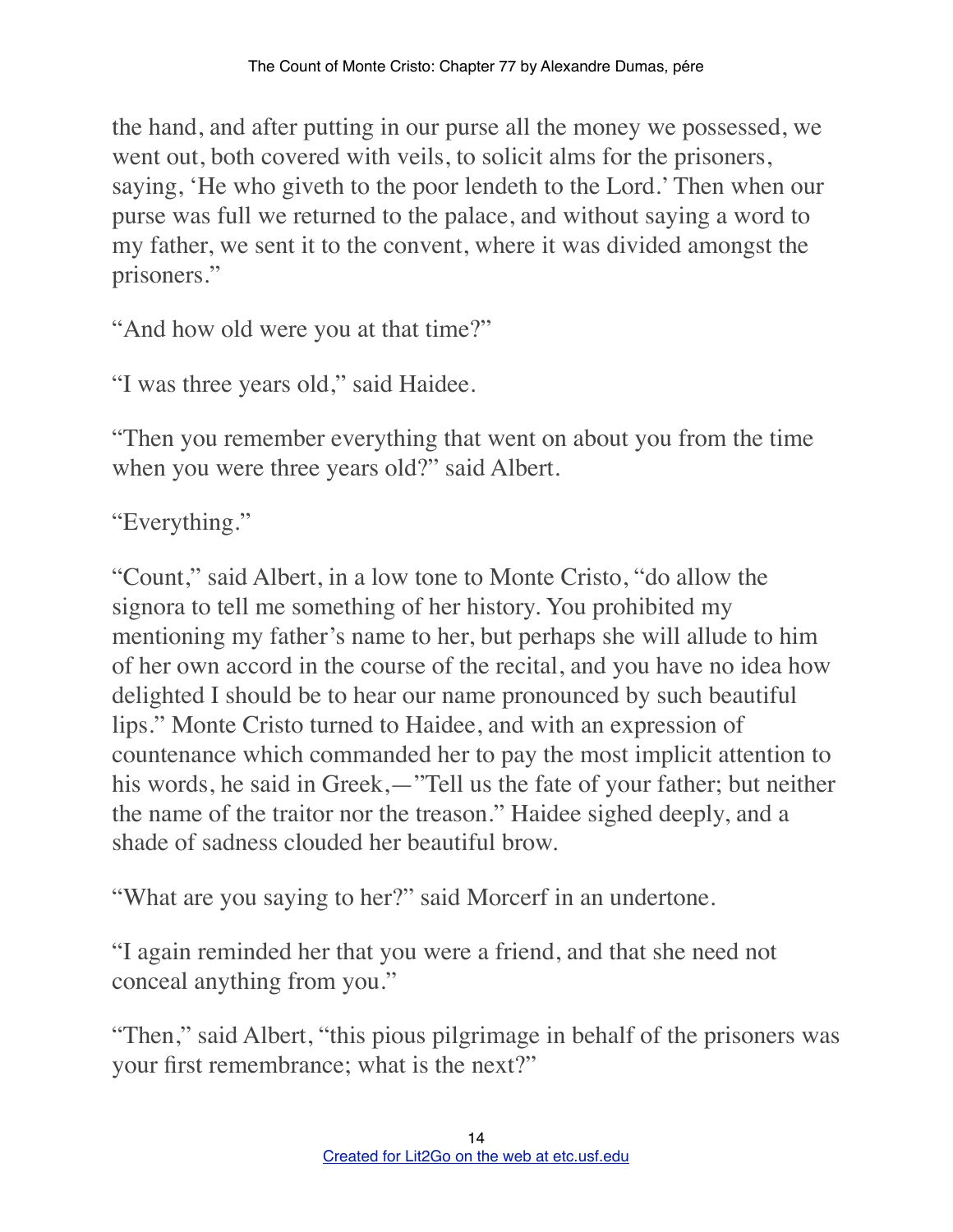the hand, and after putting in our purse all the money we possessed, we went out, both covered with veils, to solicit alms for the prisoners, saying, 'He who giveth to the poor lendeth to the Lord.' Then when our purse was full we returned to the palace, and without saying a word to my father, we sent it to the convent, where it was divided amongst the prisoners."

"And how old were you at that time?"

"I was three years old," said Haidee.

"Then you remember everything that went on about you from the time when you were three years old?" said Albert.

"Everything."

"Count," said Albert, in a low tone to Monte Cristo, "do allow the signora to tell me something of her history. You prohibited my mentioning my father's name to her, but perhaps she will allude to him of her own accord in the course of the recital, and you have no idea how delighted I should be to hear our name pronounced by such beautiful lips." Monte Cristo turned to Haidee, and with an expression of countenance which commanded her to pay the most implicit attention to his words, he said in Greek,—"Tell us the fate of your father; but neither the name of the traitor nor the treason." Haidee sighed deeply, and a shade of sadness clouded her beautiful brow.

"What are you saying to her?" said Morcerf in an undertone.

"I again reminded her that you were a friend, and that she need not conceal anything from you."

"Then," said Albert, "this pious pilgrimage in behalf of the prisoners was your first remembrance; what is the next?"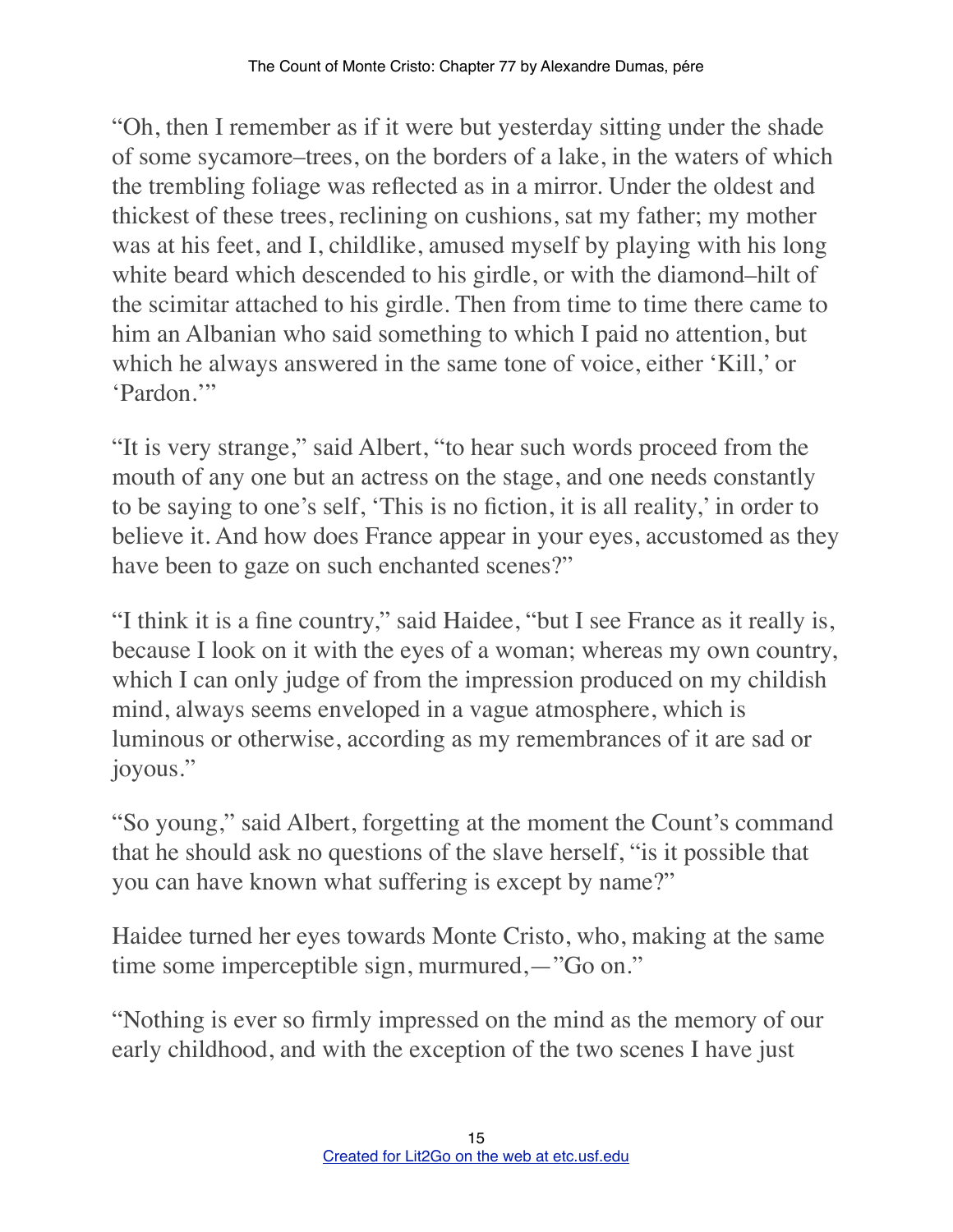"Oh, then I remember as if it were but yesterday sitting under the shade of some sycamore–trees, on the borders of a lake, in the waters of which the trembling foliage was reflected as in a mirror. Under the oldest and thickest of these trees, reclining on cushions, sat my father; my mother was at his feet, and I, childlike, amused myself by playing with his long white beard which descended to his girdle, or with the diamond–hilt of the scimitar attached to his girdle. Then from time to time there came to him an Albanian who said something to which I paid no attention, but which he always answered in the same tone of voice, either 'Kill,' or 'Pardon.'"

"It is very strange," said Albert, "to hear such words proceed from the mouth of any one but an actress on the stage, and one needs constantly to be saying to one's self, 'This is no fiction, it is all reality,' in order to believe it. And how does France appear in your eyes, accustomed as they have been to gaze on such enchanted scenes?"

"I think it is a fine country," said Haidee, "but I see France as it really is, because I look on it with the eyes of a woman; whereas my own country, which I can only judge of from the impression produced on my childish mind, always seems enveloped in a vague atmosphere, which is luminous or otherwise, according as my remembrances of it are sad or joyous."

"So young," said Albert, forgetting at the moment the Count's command that he should ask no questions of the slave herself, "is it possible that you can have known what suffering is except by name?"

Haidee turned her eyes towards Monte Cristo, who, making at the same time some imperceptible sign, murmured,—"Go on."

"Nothing is ever so firmly impressed on the mind as the memory of our early childhood, and with the exception of the two scenes I have just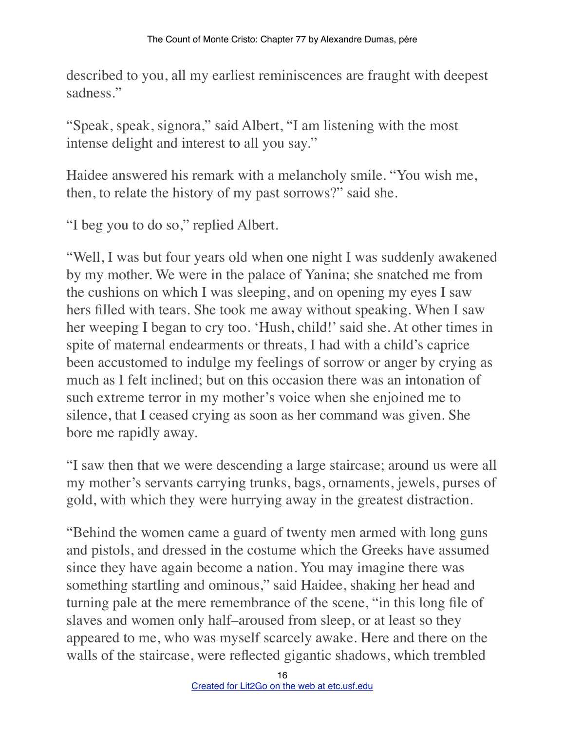described to you, all my earliest reminiscences are fraught with deepest sadness."

"Speak, speak, signora," said Albert, "I am listening with the most intense delight and interest to all you say."

Haidee answered his remark with a melancholy smile. "You wish me, then, to relate the history of my past sorrows?" said she.

"I beg you to do so," replied Albert.

"Well, I was but four years old when one night I was suddenly awakened by my mother. We were in the palace of Yanina; she snatched me from the cushions on which I was sleeping, and on opening my eyes I saw hers filled with tears. She took me away without speaking. When I saw her weeping I began to cry too. 'Hush, child!' said she. At other times in spite of maternal endearments or threats, I had with a child's caprice been accustomed to indulge my feelings of sorrow or anger by crying as much as I felt inclined; but on this occasion there was an intonation of such extreme terror in my mother's voice when she enjoined me to silence, that I ceased crying as soon as her command was given. She bore me rapidly away.

"I saw then that we were descending a large staircase; around us were all my mother's servants carrying trunks, bags, ornaments, jewels, purses of gold, with which they were hurrying away in the greatest distraction.

"Behind the women came a guard of twenty men armed with long guns and pistols, and dressed in the costume which the Greeks have assumed since they have again become a nation. You may imagine there was something startling and ominous," said Haidee, shaking her head and turning pale at the mere remembrance of the scene, "in this long file of slaves and women only half–aroused from sleep, or at least so they appeared to me, who was myself scarcely awake. Here and there on the walls of the staircase, were reflected gigantic shadows, which trembled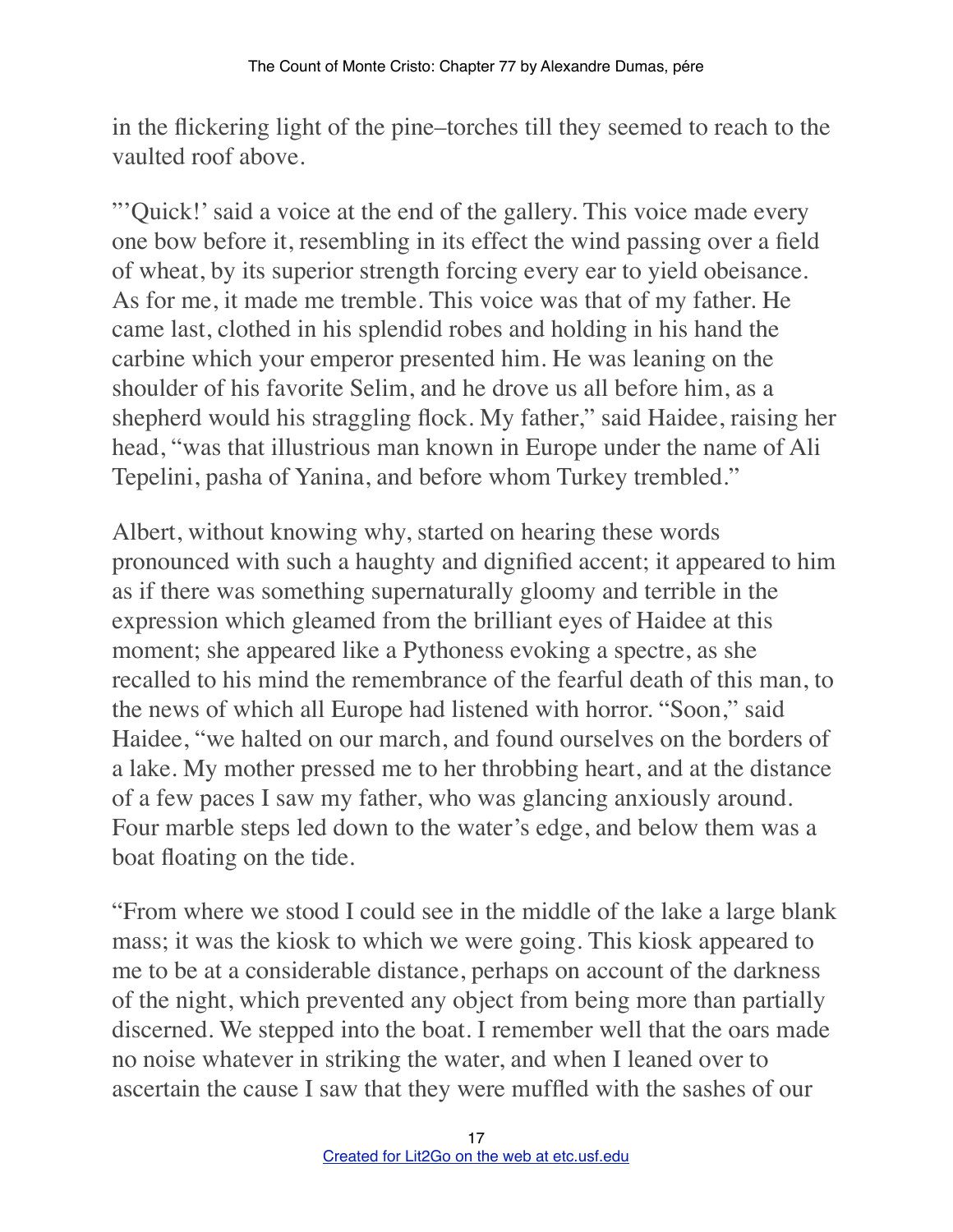in the flickering light of the pine–torches till they seemed to reach to the vaulted roof above.

"'Quick!' said a voice at the end of the gallery. This voice made every one bow before it, resembling in its effect the wind passing over a field of wheat, by its superior strength forcing every ear to yield obeisance. As for me, it made me tremble. This voice was that of my father. He came last, clothed in his splendid robes and holding in his hand the carbine which your emperor presented him. He was leaning on the shoulder of his favorite Selim, and he drove us all before him, as a shepherd would his straggling flock. My father," said Haidee, raising her head, "was that illustrious man known in Europe under the name of Ali Tepelini, pasha of Yanina, and before whom Turkey trembled."

Albert, without knowing why, started on hearing these words pronounced with such a haughty and dignified accent; it appeared to him as if there was something supernaturally gloomy and terrible in the expression which gleamed from the brilliant eyes of Haidee at this moment; she appeared like a Pythoness evoking a spectre, as she recalled to his mind the remembrance of the fearful death of this man, to the news of which all Europe had listened with horror. "Soon," said Haidee, "we halted on our march, and found ourselves on the borders of a lake. My mother pressed me to her throbbing heart, and at the distance of a few paces I saw my father, who was glancing anxiously around. Four marble steps led down to the water's edge, and below them was a boat floating on the tide.

"From where we stood I could see in the middle of the lake a large blank mass; it was the kiosk to which we were going. This kiosk appeared to me to be at a considerable distance, perhaps on account of the darkness of the night, which prevented any object from being more than partially discerned. We stepped into the boat. I remember well that the oars made no noise whatever in striking the water, and when I leaned over to ascertain the cause I saw that they were muffled with the sashes of our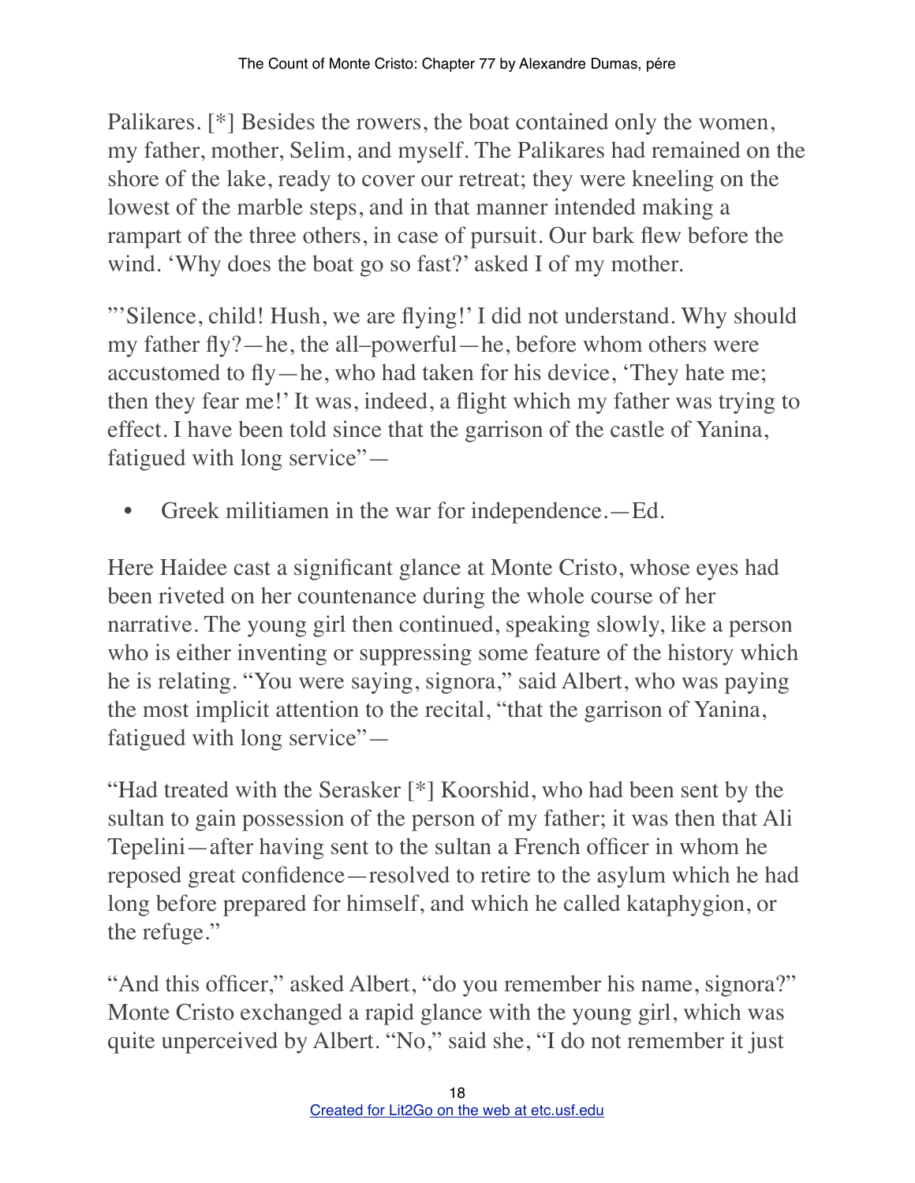Palikares. [*] Besides the rowers, the boat contained only the women, my father, mother, Selim, and myself. The Palikares had remained on the shore of the lake, ready to cover our retreat; they were kneeling on the lowest of the marble steps, and in that manner intended making a rampart of the three others, in case of pursuit. Our bark flew before the wind. 'Why does the boat go so fast?' asked I of my mother.

"'Silence, child! Hush, we are flying!' I did not understand. Why should my father fly?—he, the all–powerful—he, before whom others were accustomed to fly—he, who had taken for his device, 'They hate me; then they fear me!' It was, indeed, a flight which my father was trying to effect. I have been told since that the garrison of the castle of Yanina, fatigued with long service"—

- Greek militiamen in the war for independence.—Ed.

Here Haidee cast a significant glance at Monte Cristo, whose eyes had been riveted on her countenance during the whole course of her narrative. The young girl then continued, speaking slowly, like a person who is either inventing or suppressing some feature of the history which he is relating. "You were saying, signora," said Albert, who was paying the most implicit attention to the recital, "that the garrison of Yanina, fatigued with long service"—

"Had treated with the Serasker [*] Koorshid, who had been sent by the sultan to gain possession of the person of my father; it was then that Ali Tepelini—after having sent to the sultan a French officer in whom he reposed great confidence—resolved to retire to the asylum which he had long before prepared for himself, and which he called kataphygion, or the refuge."

"And this officer," asked Albert, "do you remember his name, signora?" Monte Cristo exchanged a rapid glance with the young girl, which was quite unperceived by Albert. "No," said she, "I do not remember it just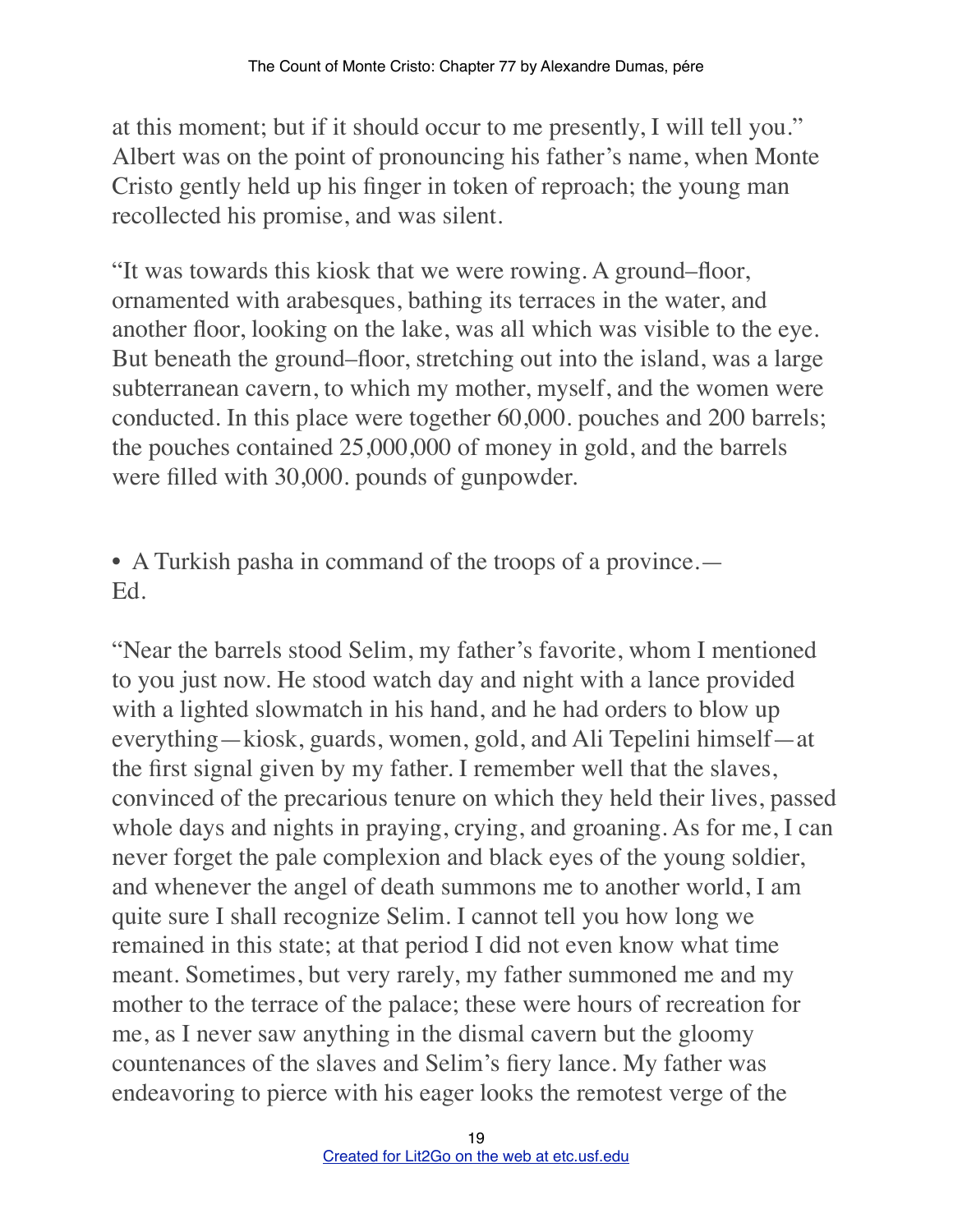at this moment; but if it should occur to me presently, I will tell you." Albert was on the point of pronouncing his father's name, when Monte Cristo gently held up his finger in token of reproach; the young man recollected his promise, and was silent.

"It was towards this kiosk that we were rowing. A ground–floor, ornamented with arabesques, bathing its terraces in the water, and another floor, looking on the lake, was all which was visible to the eye. But beneath the ground–floor, stretching out into the island, was a large subterranean cavern, to which my mother, myself, and the women were conducted. In this place were together 60,000. pouches and 200 barrels; the pouches contained 25,000,000 of money in gold, and the barrels were filled with 30,000. pounds of gunpowder.

- A Turkish pasha in command of the troops of a province.—Ed.

"Near the barrels stood Selim, my father's favorite, whom I mentioned to you just now. He stood watch day and night with a lance provided with a lighted slowmatch in his hand, and he had orders to blow up everything—kiosk, guards, women, gold, and Ali Tepelini himself—at the first signal given by my father. I remember well that the slaves, convinced of the precarious tenure on which they held their lives, passed whole days and nights in praying, crying, and groaning. As for me, I can never forget the pale complexion and black eyes of the young soldier, and whenever the angel of death summons me to another world, I am quite sure I shall recognize Selim. I cannot tell you how long we remained in this state; at that period I did not even know what time meant. Sometimes, but very rarely, my father summoned me and my mother to the terrace of the palace; these were hours of recreation for me, as I never saw anything in the dismal cavern but the gloomy countenances of the slaves and Selim's fiery lance. My father was endeavoring to pierce with his eager looks the remotest verge of the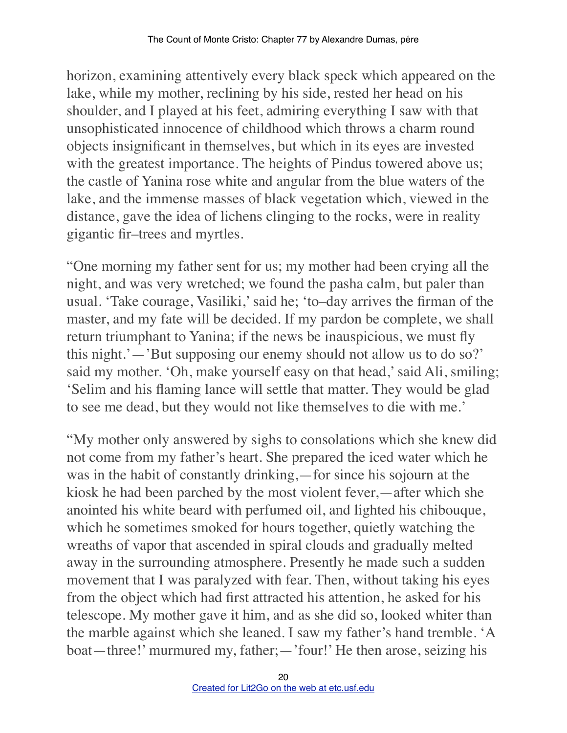horizon, examining attentively every black speck which appeared on the lake, while my mother, reclining by his side, rested her head on his shoulder, and I played at his feet, admiring everything I saw with that unsophisticated innocence of childhood which throws a charm round objects insignificant in themselves, but which in its eyes are invested with the greatest importance. The heights of Pindus towered above us; the castle of Yanina rose white and angular from the blue waters of the lake, and the immense masses of black vegetation which, viewed in the distance, gave the idea of lichens clinging to the rocks, were in reality gigantic fir–trees and myrtles.

"One morning my father sent for us; my mother had been crying all the night, and was very wretched; we found the pasha calm, but paler than usual. 'Take courage, Vasiliki,' said he; 'to–day arrives the firman of the master, and my fate will be decided. If my pardon be complete, we shall return triumphant to Yanina; if the news be inauspicious, we must fly this night.'—'But supposing our enemy should not allow us to do so?' said my mother. 'Oh, make yourself easy on that head,' said Ali, smiling; 'Selim and his flaming lance will settle that matter. They would be glad to see me dead, but they would not like themselves to die with me.'

"My mother only answered by sighs to consolations which she knew did not come from my father's heart. She prepared the iced water which he was in the habit of constantly drinking,—for since his sojourn at the kiosk he had been parched by the most violent fever,—after which she anointed his white beard with perfumed oil, and lighted his chibouque, which he sometimes smoked for hours together, quietly watching the wreaths of vapor that ascended in spiral clouds and gradually melted away in the surrounding atmosphere. Presently he made such a sudden movement that I was paralyzed with fear. Then, without taking his eyes from the object which had first attracted his attention, he asked for his telescope. My mother gave it him, and as she did so, looked whiter than the marble against which she leaned. I saw my father's hand tremble. 'A boat—three!' murmured my, father;—'four!' He then arose, seizing his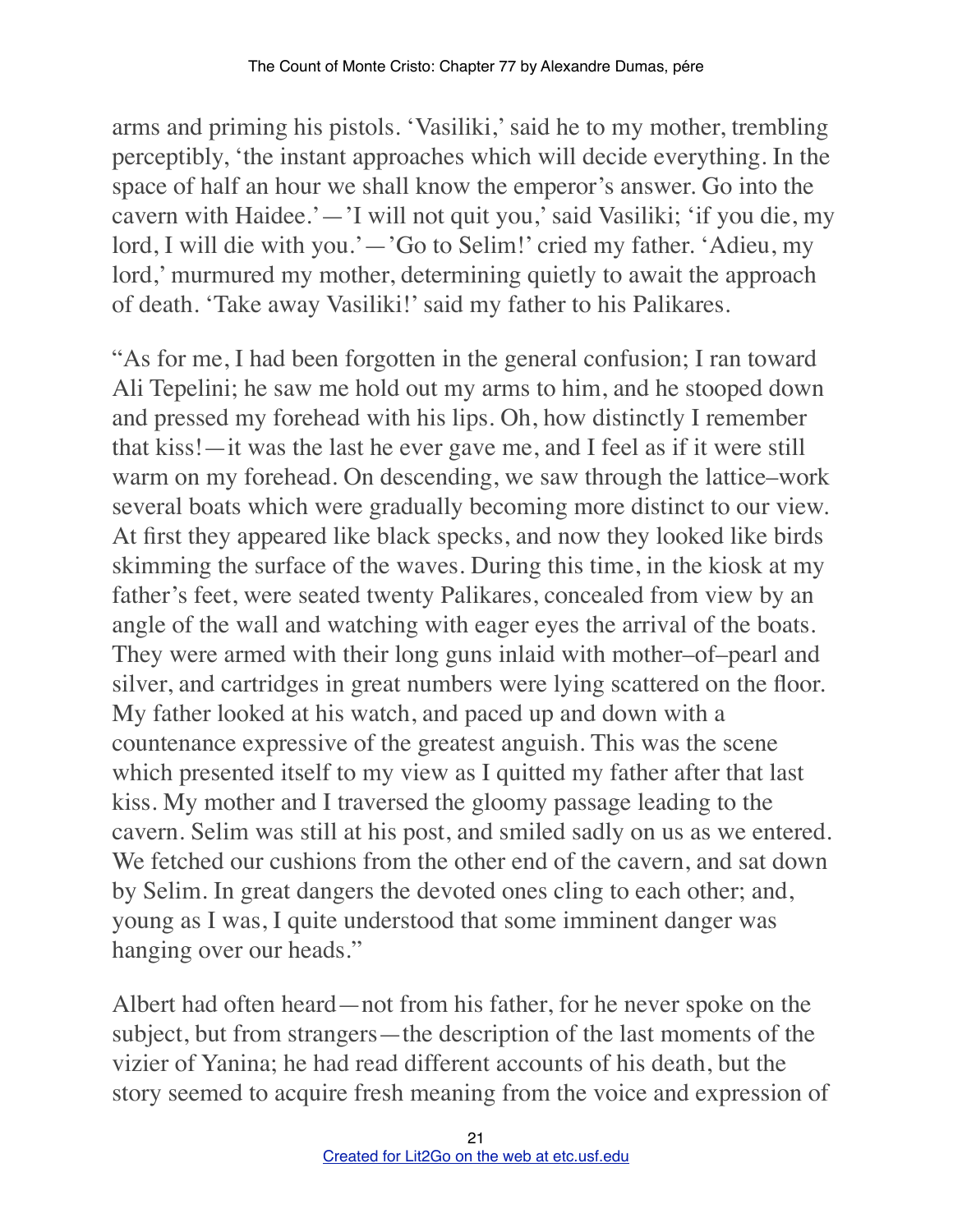arms and priming his pistols. 'Vasiliki,' said he to my mother, trembling perceptibly, 'the instant approaches which will decide everything. In the space of half an hour we shall know the emperor's answer. Go into the cavern with Haidee.'—'I will not quit you,' said Vasiliki; 'if you die, my lord, I will die with you.'—'Go to Selim!' cried my father. 'Adieu, my lord,' murmured my mother, determining quietly to await the approach of death. 'Take away Vasiliki!' said my father to his Palikares.

"As for me, I had been forgotten in the general confusion; I ran toward Ali Tepelini; he saw me hold out my arms to him, and he stooped down and pressed my forehead with his lips. Oh, how distinctly I remember that kiss!—it was the last he ever gave me, and I feel as if it were still warm on my forehead. On descending, we saw through the lattice–work several boats which were gradually becoming more distinct to our view. At first they appeared like black specks, and now they looked like birds skimming the surface of the waves. During this time, in the kiosk at my father's feet, were seated twenty Palikares, concealed from view by an angle of the wall and watching with eager eyes the arrival of the boats. They were armed with their long guns inlaid with mother–of–pearl and silver, and cartridges in great numbers were lying scattered on the floor. My father looked at his watch, and paced up and down with a countenance expressive of the greatest anguish. This was the scene which presented itself to my view as I quitted my father after that last kiss. My mother and I traversed the gloomy passage leading to the cavern. Selim was still at his post, and smiled sadly on us as we entered. We fetched our cushions from the other end of the cavern, and sat down by Selim. In great dangers the devoted ones cling to each other; and, young as I was, I quite understood that some imminent danger was hanging over our heads."

Albert had often heard—not from his father, for he never spoke on the subject, but from strangers—the description of the last moments of the vizier of Yanina; he had read different accounts of his death, but the story seemed to acquire fresh meaning from the voice and expression of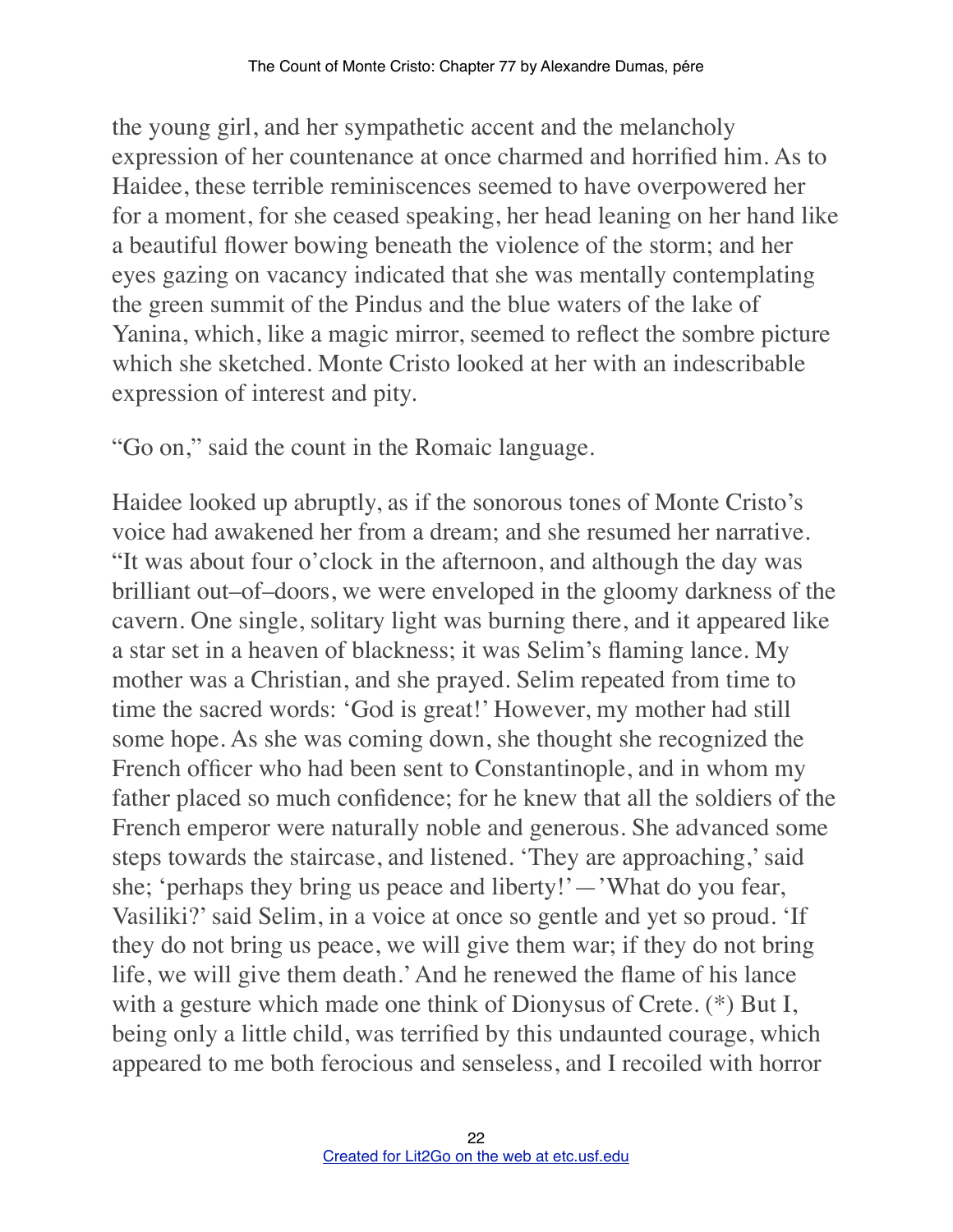the young girl, and her sympathetic accent and the melancholy expression of her countenance at once charmed and horrified him. As to Haidee, these terrible reminiscences seemed to have overpowered her for a moment, for she ceased speaking, her head leaning on her hand like a beautiful flower bowing beneath the violence of the storm; and her eyes gazing on vacancy indicated that she was mentally contemplating the green summit of the Pindus and the blue waters of the lake of Yanina, which, like a magic mirror, seemed to reflect the sombre picture which she sketched. Monte Cristo looked at her with an indescribable expression of interest and pity.

"Go on," said the count in the Romaic language.

Haidee looked up abruptly, as if the sonorous tones of Monte Cristo's voice had awakened her from a dream; and she resumed her narrative. "It was about four o'clock in the afternoon, and although the day was brilliant out–of–doors, we were enveloped in the gloomy darkness of the cavern. One single, solitary light was burning there, and it appeared like a star set in a heaven of blackness; it was Selim's flaming lance. My mother was a Christian, and she prayed. Selim repeated from time to time the sacred words: 'God is great!' However, my mother had still some hope. As she was coming down, she thought she recognized the French officer who had been sent to Constantinople, and in whom my father placed so much confidence; for he knew that all the soldiers of the French emperor were naturally noble and generous. She advanced some steps towards the staircase, and listened. 'They are approaching,' said she; 'perhaps they bring us peace and liberty!'—'What do you fear, Vasiliki?' said Selim, in a voice at once so gentle and yet so proud. 'If they do not bring us peace, we will give them war; if they do not bring life, we will give them death.' And he renewed the flame of his lance with a gesture which made one think of Dionysus of Crete. (*) But I, being only a little child, was terrified by this undaunted courage, which appeared to me both ferocious and senseless, and I recoiled with horror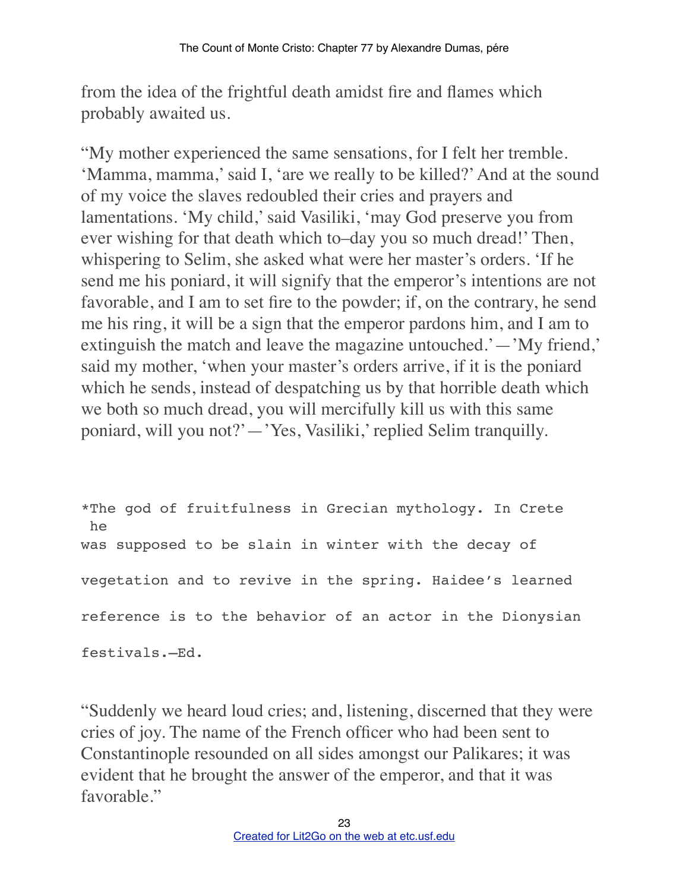from the idea of the frightful death amidst fire and flames which probably awaited us.

"My mother experienced the same sensations, for I felt her tremble. 'Mamma, mamma,' said I, 'are we really to be killed?' And at the sound of my voice the slaves redoubled their cries and prayers and lamentations. 'My child,' said Vasiliki, 'may God preserve you from ever wishing for that death which to–day you so much dread!' Then, whispering to Selim, she asked what were her master's orders. 'If he send me his poniard, it will signify that the emperor's intentions are not favorable, and I am to set fire to the powder; if, on the contrary, he send me his ring, it will be a sign that the emperor pardons him, and I am to extinguish the match and leave the magazine untouched.'—'My friend,' said my mother, 'when your master's orders arrive, if it is the poniard which he sends, instead of despatching us by that horrible death which we both so much dread, you will mercifully kill us with this same poniard, will you not?'—'Yes, Vasiliki,' replied Selim tranquilly.

*The god of fruitfulness in Grecian mythology. In Crete he was supposed to be slain in winter with the decay of vegetation and to revive in the spring. Haidee's learned reference is to the behavior of an actor in the Dionysian festivals.—Ed.

"Suddenly we heard loud cries; and, listening, discerned that they were cries of joy. The name of the French officer who had been sent to Constantinople resounded on all sides amongst our Palikares; it was evident that he brought the answer of the emperor, and that it was favorable."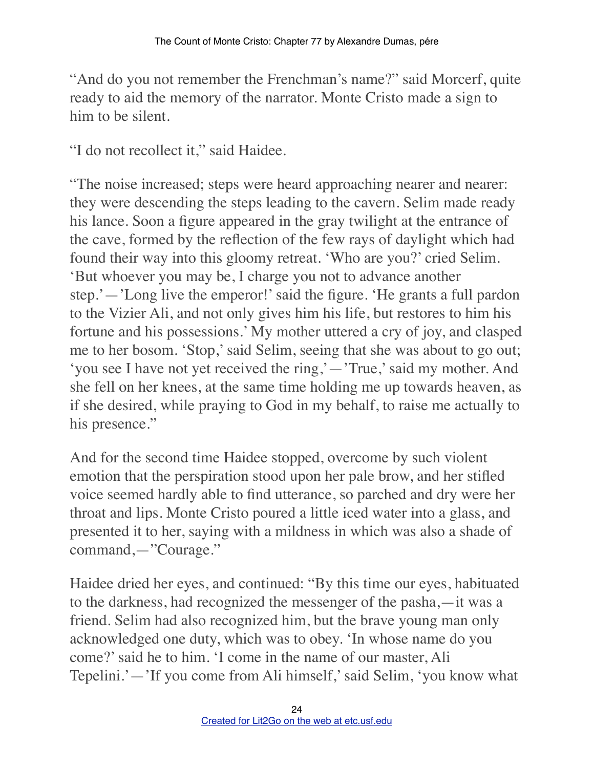"And do you not remember the Frenchman's name?" said Morcerf, quite ready to aid the memory of the narrator. Monte Cristo made a sign to him to be silent.

"I do not recollect it," said Haidee.

"The noise increased; steps were heard approaching nearer and nearer: they were descending the steps leading to the cavern. Selim made ready his lance. Soon a figure appeared in the gray twilight at the entrance of the cave, formed by the reflection of the few rays of daylight which had found their way into this gloomy retreat. 'Who are you?' cried Selim. 'But whoever you may be, I charge you not to advance another step.'—'Long live the emperor!' said the figure. 'He grants a full pardon to the Vizier Ali, and not only gives him his life, but restores to him his fortune and his possessions.' My mother uttered a cry of joy, and clasped me to her bosom. 'Stop,' said Selim, seeing that she was about to go out; 'you see I have not yet received the ring,'—'True,' said my mother. And she fell on her knees, at the same time holding me up towards heaven, as if she desired, while praying to God in my behalf, to raise me actually to his presence."

And for the second time Haidee stopped, overcome by such violent emotion that the perspiration stood upon her pale brow, and her stifled voice seemed hardly able to find utterance, so parched and dry were her throat and lips. Monte Cristo poured a little iced water into a glass, and presented it to her, saying with a mildness in which was also a shade of command,—"Courage."

Haidee dried her eyes, and continued: "By this time our eyes, habituated to the darkness, had recognized the messenger of the pasha,—it was a friend. Selim had also recognized him, but the brave young man only acknowledged one duty, which was to obey. 'In whose name do you come?' said he to him. 'I come in the name of our master, Ali Tepelini.'—'If you come from Ali himself,' said Selim, 'you know what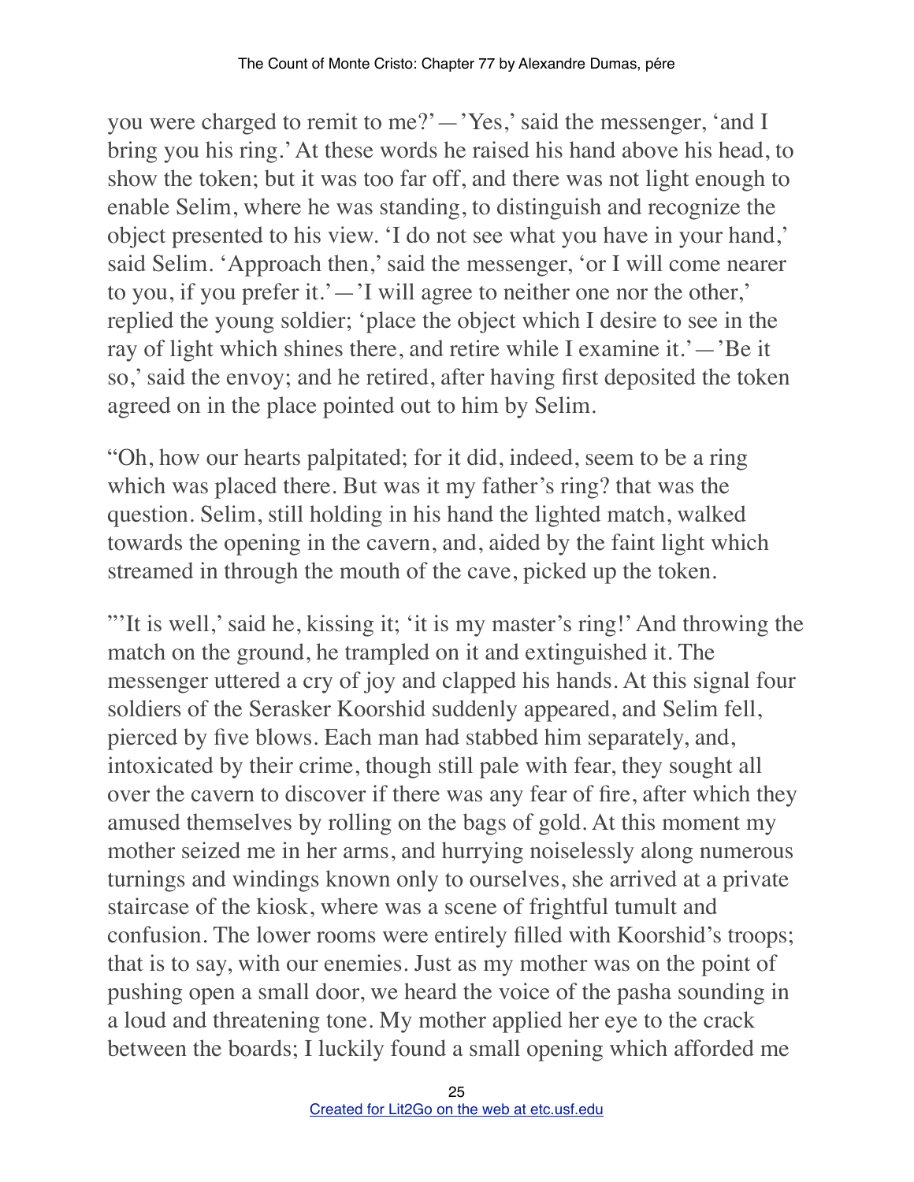you were charged to remit to me?'—'Yes,' said the messenger, 'and I bring you his ring.' At these words he raised his hand above his head, to show the token; but it was too far off, and there was not light enough to enable Selim, where he was standing, to distinguish and recognize the object presented to his view. 'I do not see what you have in your hand,' said Selim. 'Approach then,' said the messenger, 'or I will come nearer to you, if you prefer it.'—'I will agree to neither one nor the other,' replied the young soldier; 'place the object which I desire to see in the ray of light which shines there, and retire while I examine it.'—'Be it so,' said the envoy; and he retired, after having first deposited the token agreed on in the place pointed out to him by Selim.

"Oh, how our hearts palpitated; for it did, indeed, seem to be a ring which was placed there. But was it my father's ring? that was the question. Selim, still holding in his hand the lighted match, walked towards the opening in the cavern, and, aided by the faint light which streamed in through the mouth of the cave, picked up the token.

"'It is well,' said he, kissing it; 'it is my master's ring!' And throwing the match on the ground, he trampled on it and extinguished it. The messenger uttered a cry of joy and clapped his hands. At this signal four soldiers of the Serasker Koorshid suddenly appeared, and Selim fell, pierced by five blows. Each man had stabbed him separately, and, intoxicated by their crime, though still pale with fear, they sought all over the cavern to discover if there was any fear of fire, after which they amused themselves by rolling on the bags of gold. At this moment my mother seized me in her arms, and hurrying noiselessly along numerous turnings and windings known only to ourselves, she arrived at a private staircase of the kiosk, where was a scene of frightful tumult and confusion. The lower rooms were entirely filled with Koorshid's troops; that is to say, with our enemies. Just as my mother was on the point of pushing open a small door, we heard the voice of the pasha sounding in a loud and threatening tone. My mother applied her eye to the crack between the boards; I luckily found a small opening which afforded me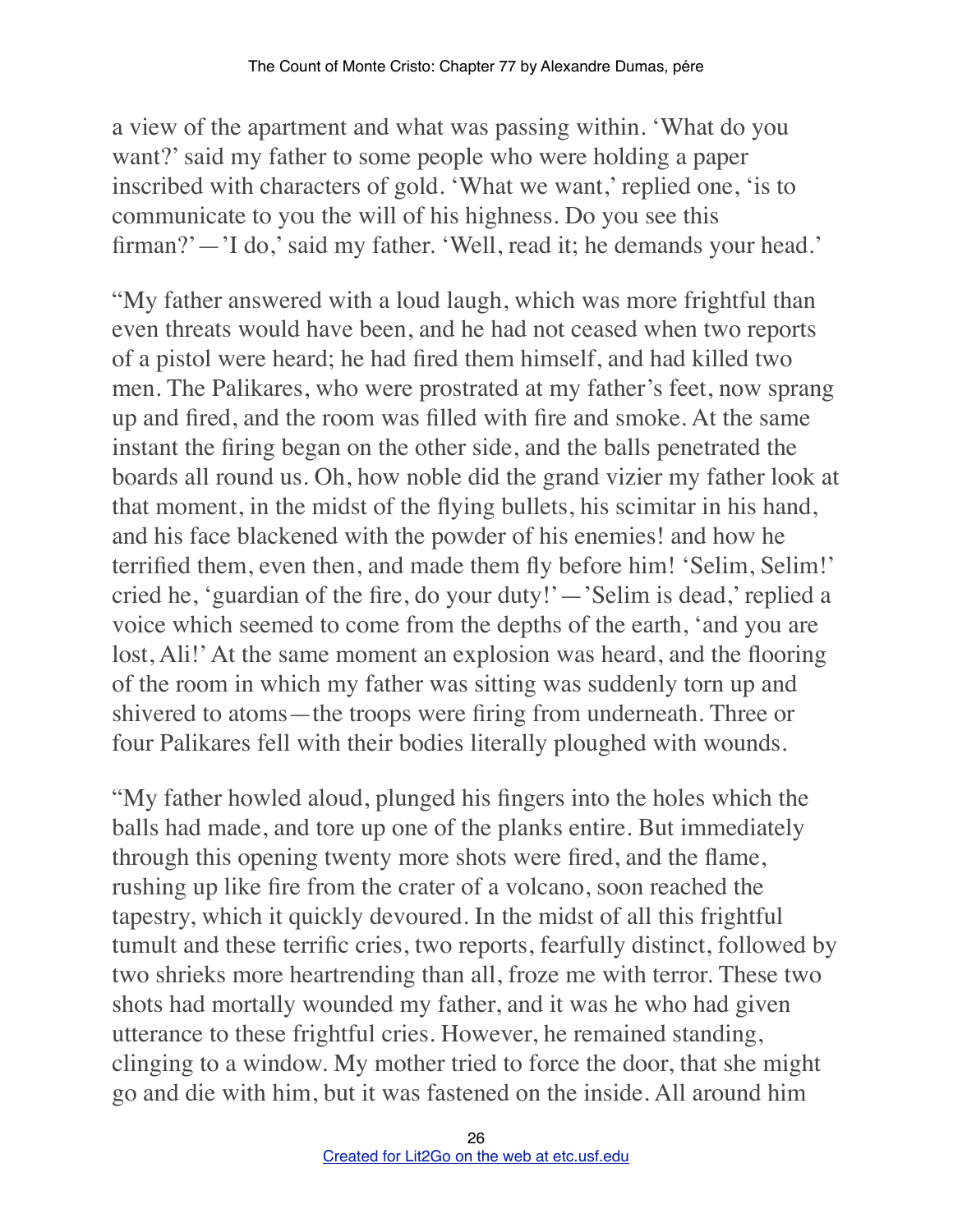a view of the apartment and what was passing within. 'What do you want?' said my father to some people who were holding a paper inscribed with characters of gold. 'What we want,' replied one, 'is to communicate to you the will of his highness. Do you see this firman?'—'I do,' said my father. 'Well, read it; he demands your head.'

"My father answered with a loud laugh, which was more frightful than even threats would have been, and he had not ceased when two reports of a pistol were heard; he had fired them himself, and had killed two men. The Palikares, who were prostrated at my father's feet, now sprang up and fired, and the room was filled with fire and smoke. At the same instant the firing began on the other side, and the balls penetrated the boards all round us. Oh, how noble did the grand vizier my father look at that moment, in the midst of the flying bullets, his scimitar in his hand, and his face blackened with the powder of his enemies! and how he terrified them, even then, and made them fly before him! 'Selim, Selim!' cried he, 'guardian of the fire, do your duty!'—'Selim is dead,' replied a voice which seemed to come from the depths of the earth, 'and you are lost, Ali!' At the same moment an explosion was heard, and the flooring of the room in which my father was sitting was suddenly torn up and shivered to atoms—the troops were firing from underneath. Three or four Palikares fell with their bodies literally ploughed with wounds.

"My father howled aloud, plunged his fingers into the holes which the balls had made, and tore up one of the planks entire. But immediately through this opening twenty more shots were fired, and the flame, rushing up like fire from the crater of a volcano, soon reached the tapestry, which it quickly devoured. In the midst of all this frightful tumult and these terrific cries, two reports, fearfully distinct, followed by two shrieks more heartrending than all, froze me with terror. These two shots had mortally wounded my father, and it was he who had given utterance to these frightful cries. However, he remained standing, clinging to a window. My mother tried to force the door, that she might go and die with him, but it was fastened on the inside. All around him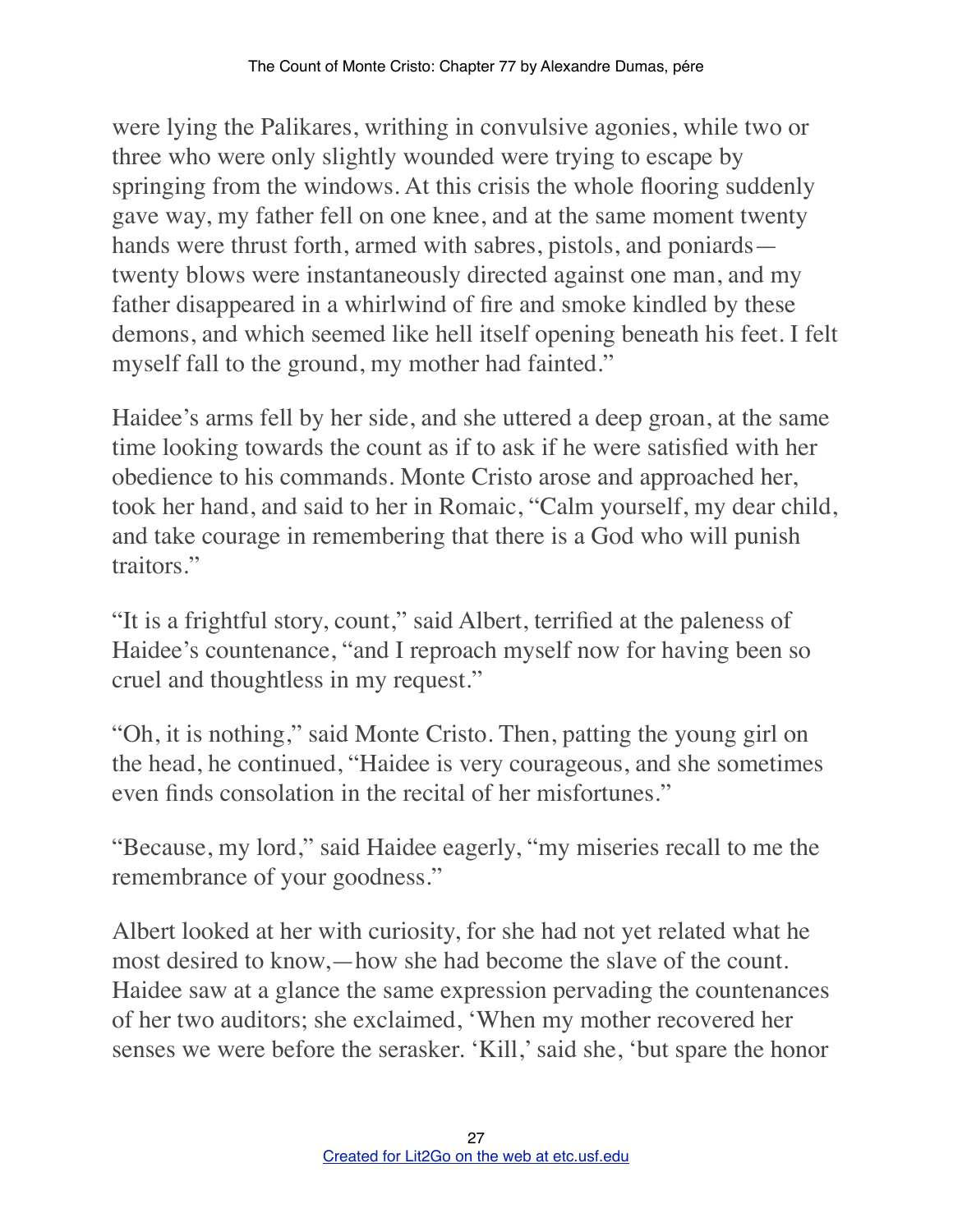were lying the Palikares, writhing in convulsive agonies, while two or three who were only slightly wounded were trying to escape by springing from the windows. At this crisis the whole flooring suddenly gave way, my father fell on one knee, and at the same moment twenty hands were thrust forth, armed with sabres, pistols, and poniards—twenty blows were instantaneously directed against one man, and my father disappeared in a whirlwind of fire and smoke kindled by these demons, and which seemed like hell itself opening beneath his feet. I felt myself fall to the ground, my mother had fainted."

Haidee's arms fell by her side, and she uttered a deep groan, at the same time looking towards the count as if to ask if he were satisfied with her obedience to his commands. Monte Cristo arose and approached her, took her hand, and said to her in Romaic, "Calm yourself, my dear child, and take courage in remembering that there is a God who will punish traitors."

"It is a frightful story, count," said Albert, terrified at the paleness of Haidee's countenance, "and I reproach myself now for having been so cruel and thoughtless in my request."

"Oh, it is nothing," said Monte Cristo. Then, patting the young girl on the head, he continued, "Haidee is very courageous, and she sometimes even finds consolation in the recital of her misfortunes."

"Because, my lord," said Haidee eagerly, "my miseries recall to me the remembrance of your goodness."

Albert looked at her with curiosity, for she had not yet related what he most desired to know,—how she had become the slave of the count. Haidee saw at a glance the same expression pervading the countenances of her two auditors; she exclaimed, 'When my mother recovered her senses we were before the serasker. 'Kill,' said she, 'but spare the honor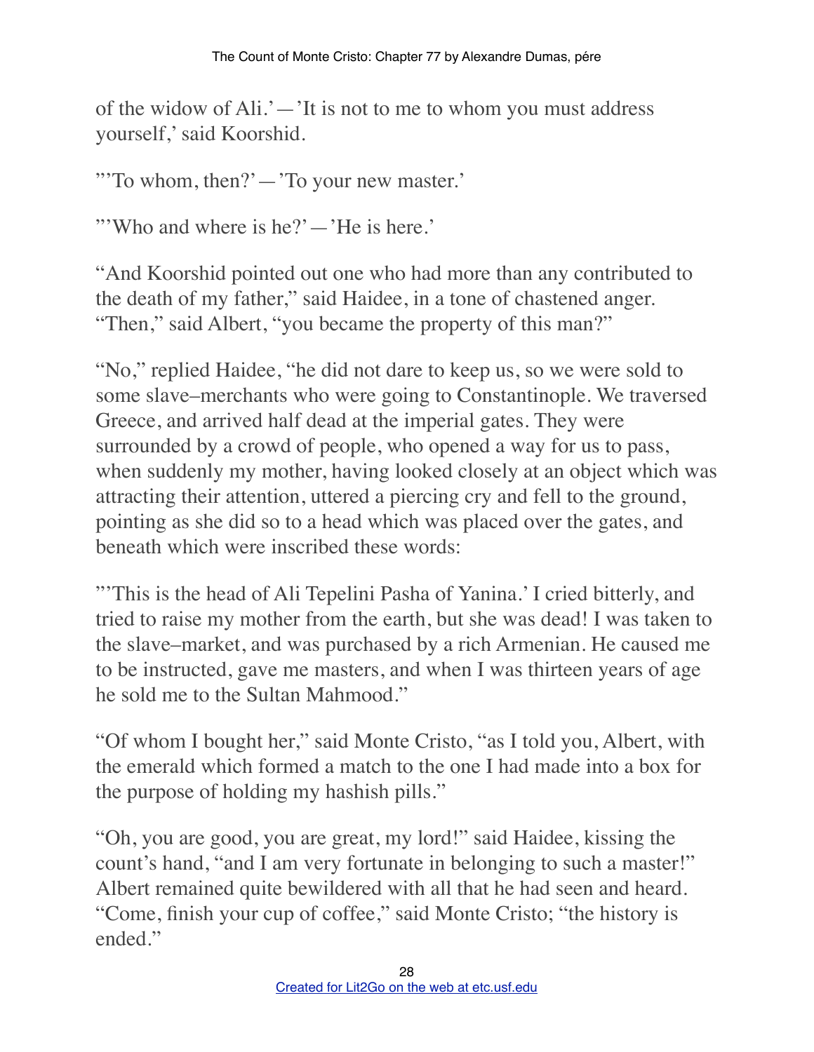of the widow of Ali.' — 'It is not to me to whom you must address yourself,' said Koorshid.

"'To whom, then?' — 'To your new master.'

"'Who and where is he?' — 'He is here.'

"And Koorshid pointed out one who had more than any contributed to the death of my father," said Haidee, in a tone of chastened anger. "Then," said Albert, "you became the property of this man?"

"No," replied Haidee, "he did not dare to keep us, so we were sold to some slave–merchants who were going to Constantinople. We traversed Greece, and arrived half dead at the imperial gates. They were surrounded by a crowd of people, who opened a way for us to pass, when suddenly my mother, having looked closely at an object which was attracting their attention, uttered a piercing cry and fell to the ground, pointing as she did so to a head which was placed over the gates, and beneath which were inscribed these words:

"'This is the head of Ali Tepelini Pasha of Yanina.' I cried bitterly, and tried to raise my mother from the earth, but she was dead! I was taken to the slave–market, and was purchased by a rich Armenian. He caused me to be instructed, gave me masters, and when I was thirteen years of age he sold me to the Sultan Mahmood."

"Of whom I bought her," said Monte Cristo, "as I told you, Albert, with the emerald which formed a match to the one I had made into a box for the purpose of holding my hashish pills."

"Oh, you are good, you are great, my lord!" said Haidee, kissing the count's hand, "and I am very fortunate in belonging to such a master!" Albert remained quite bewildered with all that he had seen and heard. "Come, finish your cup of coffee," said Monte Cristo; "the history is ended."